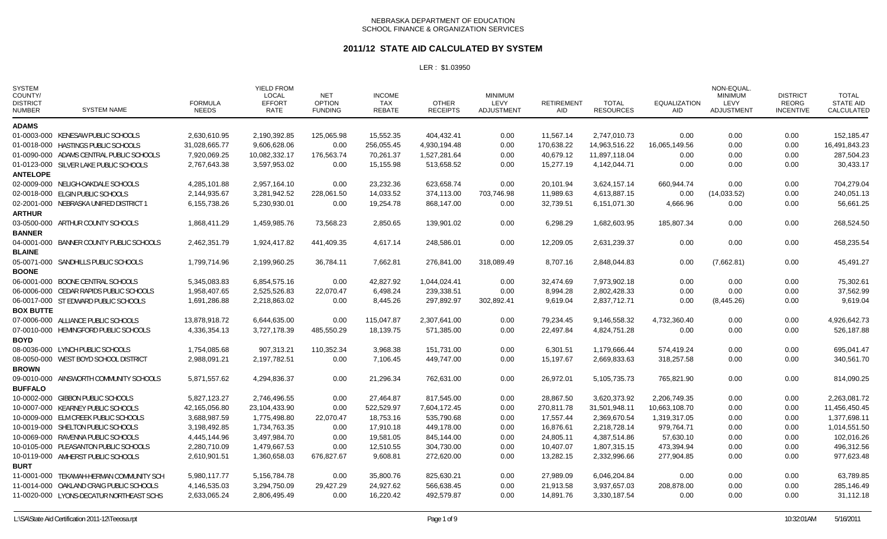NEBRASKA DEPARTMENT OF EDUCATION
SCHOOL FINANCE & ORGANIZATION SERVICES

# 2011/12 STATE AID CALCULATED BY SYSTEM

LER : $1.03950

| SYSTEM COUNTY/ DISTRICT NUMBER | SYSTEM NAME | FORMULA NEEDS | YIELD FROM LOCAL EFFORT RATE | NET OPTION FUNDING | INCOME TAX REBATE | OTHER RECEIPTS | MINIMUM LEVY ADJUSTMENT | RETIREMENT AID | TOTAL RESOURCES | EQUALIZATION AID | NON-EQUAL. MINIMUM LEVY ADJUSTMENT | DISTRICT REORG INCENTIVE | TOTAL STATE AID CALCULATED |
|---|---|---|---|---|---|---|---|---|---|---|---|---|---|
| **ADAMS** | | | | | | | | | | | | | |
| 01-0003-000 | KENESAW PUBLIC SCHOOLS | 2,630,610.95 | 2,190,392.85 | 125,065.98 | 15,552.35 | 404,432.41 | 0.00 | 11,567.14 | 2,747,010.73 | 0.00 | 0.00 | 0.00 | 152,185.47 |
| 01-0018-000 | HASTINGS PUBLIC SCHOOLS | 31,028,665.77 | 9,606,628.06 | 0.00 | 256,055.45 | 4,930,194.48 | 0.00 | 170,638.22 | 14,963,516.22 | 16,065,149.56 | 0.00 | 0.00 | 16,491,843.23 |
| 01-0090-000 | ADAMS CENTRAL PUBLIC SCHOOLS | 7,920,069.25 | 10,082,332.17 | 176,563.74 | 70,261.37 | 1,527,281.64 | 0.00 | 40,679.12 | 11,897,118.04 | 0.00 | 0.00 | 0.00 | 287,504.23 |
| 01-0123-000 | SILVER LAKE PUBLIC SCHOOLS | 2,767,643.38 | 3,597,953.02 | 0.00 | 15,155.98 | 513,658.52 | 0.00 | 15,277.19 | 4,142,044.71 | 0.00 | 0.00 | 0.00 | 30,433.17 |
| **ANTELOPE** | | | | | | | | | | | | | |
| 02-0009-000 | NELIGH-OAKDALE SCHOOLS | 4,285,101.88 | 2,957,164.10 | 0.00 | 23,232.36 | 623,658.74 | 0.00 | 20,101.94 | 3,624,157.14 | 660,944.74 | 0.00 | 0.00 | 704,279.04 |
| 02-0018-000 | ELGIN PUBLIC SCHOOLS | 2,144,935.67 | 3,281,942.52 | 228,061.50 | 14,033.52 | 374,113.00 | 703,746.98 | 11,989.63 | 4,613,887.15 | 0.00 | (14,033.52) | 0.00 | 240,051.13 |
| 02-2001-000 | NEBRASKA UNIFIED DISTRICT 1 | 6,155,738.26 | 5,230,930.01 | 0.00 | 19,254.78 | 868,147.00 | 0.00 | 32,739.51 | 6,151,071.30 | 4,666.96 | 0.00 | 0.00 | 56,661.25 |
| **ARTHUR** | | | | | | | | | | | | | |
| 03-0500-000 | ARTHUR COUNTY SCHOOLS | 1,868,411.29 | 1,459,985.76 | 73,568.23 | 2,850.65 | 139,901.02 | 0.00 | 6,298.29 | 1,682,603.95 | 185,807.34 | 0.00 | 0.00 | 268,524.50 |
| **BANNER** | | | | | | | | | | | | | |
| 04-0001-000 | BANNER COUNTY PUBLIC SCHOOLS | 2,462,351.79 | 1,924,417.82 | 441,409.35 | 4,617.14 | 248,586.01 | 0.00 | 12,209.05 | 2,631,239.37 | 0.00 | 0.00 | 0.00 | 458,235.54 |
| **BLAINE** | | | | | | | | | | | | | |
| 05-0071-000 | SANDHILLS PUBLIC SCHOOLS | 1,799,714.96 | 2,199,960.25 | 36,784.11 | 7,662.81 | 276,841.00 | 318,089.49 | 8,707.16 | 2,848,044.83 | 0.00 | (7,662.81) | 0.00 | 45,491.27 |
| **BOONE** | | | | | | | | | | | | | |
| 06-0001-000 | BOONE CENTRAL SCHOOLS | 5,345,083.83 | 6,854,575.16 | 0.00 | 42,827.92 | 1,044,024.41 | 0.00 | 32,474.69 | 7,973,902.18 | 0.00 | 0.00 | 0.00 | 75,302.61 |
| 06-0006-000 | CEDAR RAPIDS PUBLIC SCHOOLS | 1,958,407.65 | 2,525,526.83 | 22,070.47 | 6,498.24 | 239,338.51 | 0.00 | 8,994.28 | 2,802,428.33 | 0.00 | 0.00 | 0.00 | 37,562.99 |
| 06-0017-000 | ST EDWARD PUBLIC SCHOOLS | 1,691,286.88 | 2,218,863.02 | 0.00 | 8,445.26 | 297,892.97 | 302,892.41 | 9,619.04 | 2,837,712.71 | 0.00 | (8,445.26) | 0.00 | 9,619.04 |
| **BOX BUTTE** | | | | | | | | | | | | | |
| 07-0006-000 | ALLIANCE PUBLIC SCHOOLS | 13,878,918.72 | 6,644,635.00 | 0.00 | 115,047.87 | 2,307,641.00 | 0.00 | 79,234.45 | 9,146,558.32 | 4,732,360.40 | 0.00 | 0.00 | 4,926,642.73 |
| 07-0010-000 | HEMINGFORD PUBLIC SCHOOLS | 4,336,354.13 | 3,727,178.39 | 485,550.29 | 18,139.75 | 571,385.00 | 0.00 | 22,497.84 | 4,824,751.28 | 0.00 | 0.00 | 0.00 | 526,187.88 |
| **BOYD** | | | | | | | | | | | | | |
| 08-0036-000 | LYNCH PUBLIC SCHOOLS | 1,754,085.68 | 907,313.21 | 110,352.34 | 3,968.38 | 151,731.00 | 0.00 | 6,301.51 | 1,179,666.44 | 574,419.24 | 0.00 | 0.00 | 695,041.47 |
| 08-0050-000 | WEST BOYD SCHOOL DISTRICT | 2,988,091.21 | 2,197,782.51 | 0.00 | 7,106.45 | 449,747.00 | 0.00 | 15,197.67 | 2,669,833.63 | 318,257.58 | 0.00 | 0.00 | 340,561.70 |
| **BROWN** | | | | | | | | | | | | | |
| 09-0010-000 | AINSWORTH COMMUNITY SCHOOLS | 5,871,557.62 | 4,294,836.37 | 0.00 | 21,296.34 | 762,631.00 | 0.00 | 26,972.01 | 5,105,735.73 | 765,821.90 | 0.00 | 0.00 | 814,090.25 |
| **BUFFALO** | | | | | | | | | | | | | |
| 10-0002-000 | GIBBON PUBLIC SCHOOLS | 5,827,123.27 | 2,746,496.55 | 0.00 | 27,464.87 | 817,545.00 | 0.00 | 28,867.50 | 3,620,373.92 | 2,206,749.35 | 0.00 | 0.00 | 2,263,081.72 |
| 10-0007-000 | KEARNEY PUBLIC SCHOOLS | 42,165,056.80 | 23,104,433.90 | 0.00 | 522,529.97 | 7,604,172.45 | 0.00 | 270,811.78 | 31,501,948.11 | 10,663,108.70 | 0.00 | 0.00 | 11,456,450.45 |
| 10-0009-000 | ELM CREEK PUBLIC SCHOOLS | 3,688,987.59 | 1,775,498.80 | 22,070.47 | 18,753.16 | 535,790.68 | 0.00 | 17,557.44 | 2,369,670.54 | 1,319,317.05 | 0.00 | 0.00 | 1,377,698.11 |
| 10-0019-000 | SHELTON PUBLIC SCHOOLS | 3,198,492.85 | 1,734,763.35 | 0.00 | 17,910.18 | 449,178.00 | 0.00 | 16,876.61 | 2,218,728.14 | 979,764.71 | 0.00 | 0.00 | 1,014,551.50 |
| 10-0069-000 | RAVENNA PUBLIC SCHOOLS | 4,445,144.96 | 3,497,984.70 | 0.00 | 19,581.05 | 845,144.00 | 0.00 | 24,805.11 | 4,387,514.86 | 57,630.10 | 0.00 | 0.00 | 102,016.26 |
| 10-0105-000 | PLEASANTON PUBLIC SCHOOLS | 2,280,710.09 | 1,479,667.53 | 0.00 | 12,510.55 | 304,730.00 | 0.00 | 10,407.07 | 1,807,315.15 | 473,394.94 | 0.00 | 0.00 | 496,312.56 |
| 10-0119-000 | AMHERST PUBLIC SCHOOLS | 2,610,901.51 | 1,360,658.03 | 676,827.67 | 9,608.81 | 272,620.00 | 0.00 | 13,282.15 | 2,332,996.66 | 277,904.85 | 0.00 | 0.00 | 977,623.48 |
| **BURT** | | | | | | | | | | | | | |
| 11-0001-000 | TEKAMAH-HERMAN COMMUNITY SCH | 5,980,117.77 | 5,156,784.78 | 0.00 | 35,800.76 | 825,630.21 | 0.00 | 27,989.09 | 6,046,204.84 | 0.00 | 0.00 | 0.00 | 63,789.85 |
| 11-0014-000 | OAKLAND CRAIG PUBLIC SCHOOLS | 4,146,535.03 | 3,294,750.09 | 29,427.29 | 24,927.62 | 566,638.45 | 0.00 | 21,913.58 | 3,937,657.03 | 208,878.00 | 0.00 | 0.00 | 285,146.49 |
| 11-0020-000 | LYONS-DECATUR NORTHEAST SCHS | 2,633,065.24 | 2,806,495.49 | 0.00 | 16,220.42 | 492,579.87 | 0.00 | 14,891.76 | 3,330,187.54 | 0.00 | 0.00 | 0.00 | 31,112.18 |

L:\SA\State Aid Certification 2011-12\Teeosa.rpt　　10:32:01AM　　5/16/2011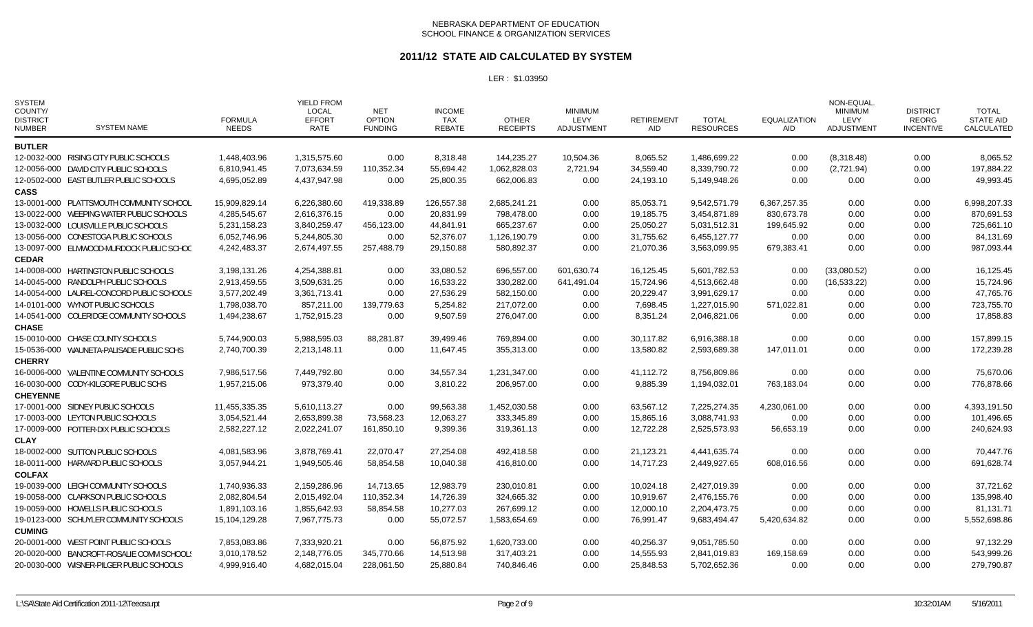NEBRASKA DEPARTMENT OF EDUCATION
SCHOOL FINANCE & ORGANIZATION SERVICES

## 2011/12 STATE AID CALCULATED BY SYSTEM

LER : $1.03950

| SYSTEM COUNTY/ DISTRICT NUMBER | SYSTEM NAME | FORMULA NEEDS | YIELD FROM LOCAL EFFORT RATE | NET OPTION FUNDING | INCOME TAX REBATE | OTHER RECEIPTS | MINIMUM LEVY ADJUSTMENT | RETIREMENT AID | TOTAL RESOURCES | EQUALIZATION AID | NON-EQUAL. MINIMUM LEVY ADJUSTMENT | DISTRICT REORG INCENTIVE | TOTAL STATE AID CALCULATED |
|---|---|---|---|---|---|---|---|---|---|---|---|---|---|
| **BUTLER** | | | | | | | | | | | | | |
| 12-0032-000 | RISING CITY PUBLIC SCHOOLS | 1,448,403.96 | 1,315,575.60 | 0.00 | 8,318.48 | 144,235.27 | 10,504.36 | 8,065.52 | 1,486,699.22 | 0.00 | (8,318.48) | 0.00 | 8,065.52 |
| 12-0056-000 | DAVID CITY PUBLIC SCHOOLS | 6,810,941.45 | 7,073,634.59 | 110,352.34 | 55,694.42 | 1,062,828.03 | 2,721.94 | 34,559.40 | 8,339,790.72 | 0.00 | (2,721.94) | 0.00 | 197,884.22 |
| 12-0502-000 | EAST BUTLER PUBLIC SCHOOLS | 4,695,052.89 | 4,437,947.98 | 0.00 | 25,800.35 | 662,006.83 | 0.00 | 24,193.10 | 5,149,948.26 | 0.00 | 0.00 | 0.00 | 49,993.45 |
| **CASS** | | | | | | | | | | | | | |
| 13-0001-000 | PLATTSMOUTH COMMUNITY SCHOOL | 15,909,829.14 | 6,226,380.60 | 419,338.89 | 126,557.38 | 2,685,241.21 | 0.00 | 85,053.71 | 9,542,571.79 | 6,367,257.35 | 0.00 | 0.00 | 6,998,207.33 |
| 13-0022-000 | WEEPING WATER PUBLIC SCHOOLS | 4,285,545.67 | 2,616,376.15 | 0.00 | 20,831.99 | 798,478.00 | 0.00 | 19,185.75 | 3,454,871.89 | 830,673.78 | 0.00 | 0.00 | 870,691.53 |
| 13-0032-000 | LOUISVILLE PUBLIC SCHOOLS | 5,231,158.23 | 3,840,259.47 | 456,123.00 | 44,841.91 | 665,237.67 | 0.00 | 25,050.27 | 5,031,512.31 | 199,645.92 | 0.00 | 0.00 | 725,661.10 |
| 13-0056-000 | CONESTOGA PUBLIC SCHOOLS | 6,052,746.96 | 5,244,805.30 | 0.00 | 52,376.07 | 1,126,190.79 | 0.00 | 31,755.62 | 6,455,127.77 | 0.00 | 0.00 | 0.00 | 84,131.69 |
| 13-0097-000 | ELMWOOD-MURDOCK PUBLIC SCHOC | 4,242,483.37 | 2,674,497.55 | 257,488.79 | 29,150.88 | 580,892.37 | 0.00 | 21,070.36 | 3,563,099.95 | 679,383.41 | 0.00 | 0.00 | 987,093.44 |
| **CEDAR** | | | | | | | | | | | | | |
| 14-0008-000 | HARTINGTON PUBLIC SCHOOLS | 3,198,131.26 | 4,254,388.81 | 0.00 | 33,080.52 | 696,557.00 | 601,630.74 | 16,125.45 | 5,601,782.53 | 0.00 | (33,080.52) | 0.00 | 16,125.45 |
| 14-0045-000 | RANDOLPH PUBLIC SCHOOLS | 2,913,459.55 | 3,509,631.25 | 0.00 | 16,533.22 | 330,282.00 | 641,491.04 | 15,724.96 | 4,513,662.48 | 0.00 | (16,533.22) | 0.00 | 15,724.96 |
| 14-0054-000 | LAUREL-CONCORD PUBLIC SCHOOLS | 3,577,202.49 | 3,361,713.41 | 0.00 | 27,536.29 | 582,150.00 | 0.00 | 20,229.47 | 3,991,629.17 | 0.00 | 0.00 | 0.00 | 47,765.76 |
| 14-0101-000 | WYNOT PUBLIC SCHOOLS | 1,798,038.70 | 857,211.00 | 139,779.63 | 5,254.82 | 217,072.00 | 0.00 | 7,698.45 | 1,227,015.90 | 571,022.81 | 0.00 | 0.00 | 723,755.70 |
| 14-0541-000 | COLERIDGE COMMUNITY SCHOOLS | 1,494,238.67 | 1,752,915.23 | 0.00 | 9,507.59 | 276,047.00 | 0.00 | 8,351.24 | 2,046,821.06 | 0.00 | 0.00 | 0.00 | 17,858.83 |
| **CHASE** | | | | | | | | | | | | | |
| 15-0010-000 | CHASE COUNTY SCHOOLS | 5,744,900.03 | 5,988,595.03 | 88,281.87 | 39,499.46 | 769,894.00 | 0.00 | 30,117.82 | 6,916,388.18 | 0.00 | 0.00 | 0.00 | 157,899.15 |
| 15-0536-000 | WAUNETA-PALISADE PUBLIC SCHS | 2,740,700.39 | 2,213,148.11 | 0.00 | 11,647.45 | 355,313.00 | 0.00 | 13,580.82 | 2,593,689.38 | 147,011.01 | 0.00 | 0.00 | 172,239.28 |
| **CHERRY** | | | | | | | | | | | | | |
| 16-0006-000 | VALENTINE COMMUNITY SCHOOLS | 7,986,517.56 | 7,449,792.80 | 0.00 | 34,557.34 | 1,231,347.00 | 0.00 | 41,112.72 | 8,756,809.86 | 0.00 | 0.00 | 0.00 | 75,670.06 |
| 16-0030-000 | CODY-KILGORE PUBLIC SCHS | 1,957,215.06 | 973,379.40 | 0.00 | 3,810.22 | 206,957.00 | 0.00 | 9,885.39 | 1,194,032.01 | 763,183.04 | 0.00 | 0.00 | 776,878.66 |
| **CHEYENNE** | | | | | | | | | | | | | |
| 17-0001-000 | SIDNEY PUBLIC SCHOOLS | 11,455,335.35 | 5,610,113.27 | 0.00 | 99,563.38 | 1,452,030.58 | 0.00 | 63,567.12 | 7,225,274.35 | 4,230,061.00 | 0.00 | 0.00 | 4,393,191.50 |
| 17-0003-000 | LEYTON PUBLIC SCHOOLS | 3,054,521.44 | 2,653,899.38 | 73,568.23 | 12,063.27 | 333,345.89 | 0.00 | 15,865.16 | 3,088,741.93 | 0.00 | 0.00 | 0.00 | 101,496.65 |
| 17-0009-000 | POTTER-DIX PUBLIC SCHOOLS | 2,582,227.12 | 2,022,241.07 | 161,850.10 | 9,399.36 | 319,361.13 | 0.00 | 12,722.28 | 2,525,573.93 | 56,653.19 | 0.00 | 0.00 | 240,624.93 |
| **CLAY** | | | | | | | | | | | | | |
| 18-0002-000 | SUTTON PUBLIC SCHOOLS | 4,081,583.96 | 3,878,769.41 | 22,070.47 | 27,254.08 | 492,418.58 | 0.00 | 21,123.21 | 4,441,635.74 | 0.00 | 0.00 | 0.00 | 70,447.76 |
| 18-0011-000 | HARVARD PUBLIC SCHOOLS | 3,057,944.21 | 1,949,505.46 | 58,854.58 | 10,040.38 | 416,810.00 | 0.00 | 14,717.23 | 2,449,927.65 | 608,016.56 | 0.00 | 0.00 | 691,628.74 |
| **COLFAX** | | | | | | | | | | | | | |
| 19-0039-000 | LEIGH COMMUNITY SCHOOLS | 1,740,936.33 | 2,159,286.96 | 14,713.65 | 12,983.79 | 230,010.81 | 0.00 | 10,024.18 | 2,427,019.39 | 0.00 | 0.00 | 0.00 | 37,721.62 |
| 19-0058-000 | CLARKSON PUBLIC SCHOOLS | 2,082,804.54 | 2,015,492.04 | 110,352.34 | 14,726.39 | 324,665.32 | 0.00 | 10,919.67 | 2,476,155.76 | 0.00 | 0.00 | 0.00 | 135,998.40 |
| 19-0059-000 | HOWELLS PUBLIC SCHOOLS | 1,891,103.16 | 1,855,642.93 | 58,854.58 | 10,277.03 | 267,699.12 | 0.00 | 12,000.10 | 2,204,473.75 | 0.00 | 0.00 | 0.00 | 81,131.71 |
| 19-0123-000 | SCHUYLER COMMUNITY SCHOOLS | 15,104,129.28 | 7,967,775.73 | 0.00 | 55,072.57 | 1,583,654.69 | 0.00 | 76,991.47 | 9,683,494.47 | 5,420,634.82 | 0.00 | 0.00 | 5,552,698.86 |
| **CUMING** | | | | | | | | | | | | | |
| 20-0001-000 | WEST POINT PUBLIC SCHOOLS | 7,853,083.86 | 7,333,920.21 | 0.00 | 56,875.92 | 1,620,733.00 | 0.00 | 40,256.37 | 9,051,785.50 | 0.00 | 0.00 | 0.00 | 97,132.29 |
| 20-0020-000 | BANCROFT-ROSALIE COMM SCHOOL! | 3,010,178.52 | 2,148,776.05 | 345,770.66 | 14,513.98 | 317,403.21 | 0.00 | 14,555.93 | 2,841,019.83 | 169,158.69 | 0.00 | 0.00 | 543,999.26 |
| 20-0030-000 | WISNER-PILGER PUBLIC SCHOOLS | 4,999,916.40 | 4,682,015.04 | 228,061.50 | 25,880.84 | 740,846.46 | 0.00 | 25,848.53 | 5,702,652.36 | 0.00 | 0.00 | 0.00 | 279,790.87 |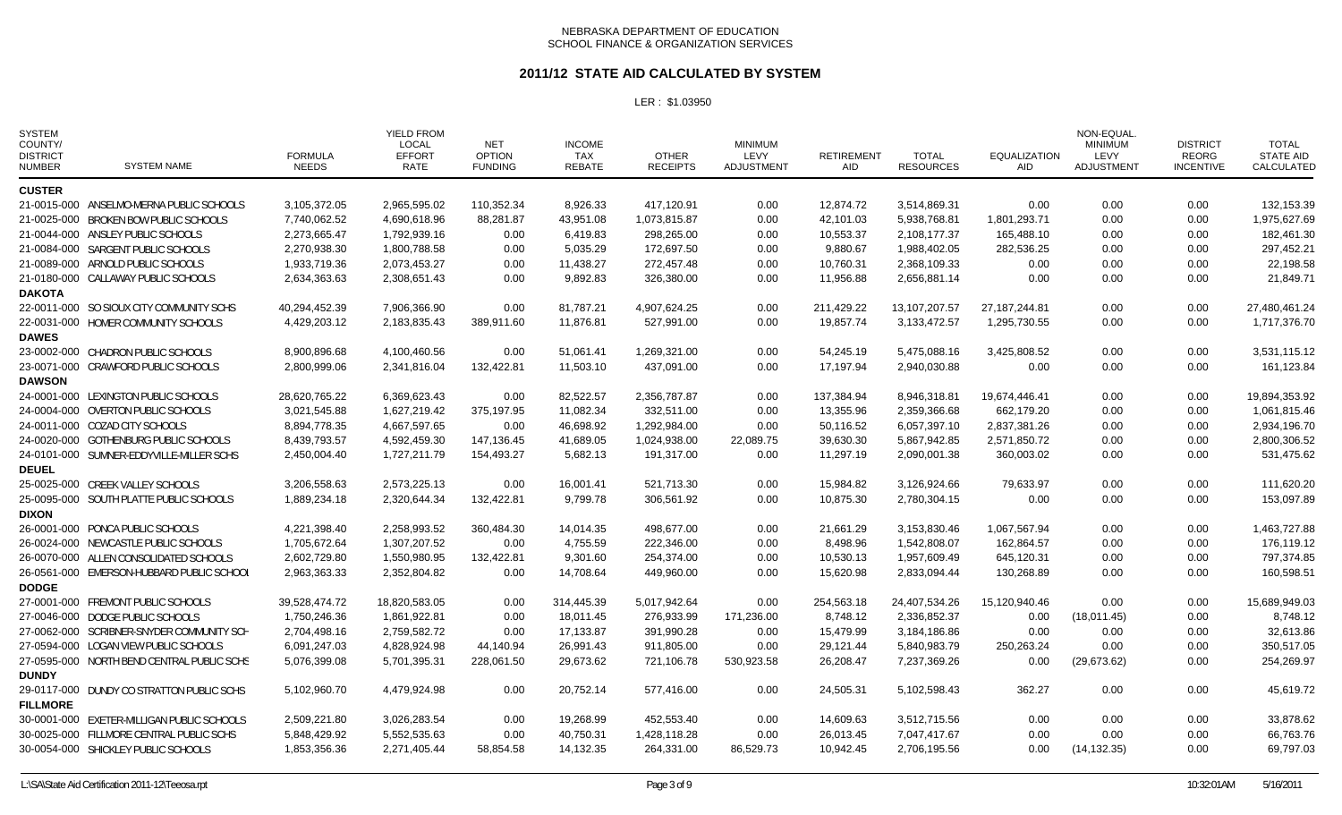NEBRASKA DEPARTMENT OF EDUCATION
SCHOOL FINANCE & ORGANIZATION SERVICES

# 2011/12 STATE AID CALCULATED BY SYSTEM

LER : $1.03950

| SYSTEM COUNTY/ DISTRICT NUMBER | SYSTEM NAME | FORMULA NEEDS | YIELD FROM LOCAL EFFORT RATE | NET OPTION FUNDING | INCOME TAX REBATE | OTHER RECEIPTS | MINIMUM LEVY ADJUSTMENT | RETIREMENT AID | TOTAL RESOURCES | EQUALIZATION AID | NON-EQUAL. MINIMUM LEVY ADJUSTMENT | DISTRICT REORG INCENTIVE | TOTAL STATE AID CALCULATED |
|---|---|---|---|---|---|---|---|---|---|---|---|---|---|
| **CUSTER** | | | | | | | | | | | | | |
| 21-0015-000 | ANSELMO-MERNA PUBLIC SCHOOLS | 3,105,372.05 | 2,965,595.02 | 110,352.34 | 8,926.33 | 417,120.91 | 0.00 | 12,874.72 | 3,514,869.31 | 0.00 | 0.00 | 0.00 | 132,153.39 |
| 21-0025-000 | BROKEN BOW PUBLIC SCHOOLS | 7,740,062.52 | 4,690,618.96 | 88,281.87 | 43,951.08 | 1,073,815.87 | 0.00 | 42,101.03 | 5,938,768.81 | 1,801,293.71 | 0.00 | 0.00 | 1,975,627.69 |
| 21-0044-000 | ANSLEY PUBLIC SCHOOLS | 2,273,665.47 | 1,792,939.16 | 0.00 | 6,419.83 | 298,265.00 | 0.00 | 10,553.37 | 2,108,177.37 | 165,488.10 | 0.00 | 0.00 | 182,461.30 |
| 21-0084-000 | SARGENT PUBLIC SCHOOLS | 2,270,938.30 | 1,800,788.58 | 0.00 | 5,035.29 | 172,697.50 | 0.00 | 9,880.67 | 1,988,402.05 | 282,536.25 | 0.00 | 0.00 | 297,452.21 |
| 21-0089-000 | ARNOLD PUBLIC SCHOOLS | 1,933,719.36 | 2,073,453.27 | 0.00 | 11,438.27 | 272,457.48 | 0.00 | 10,760.31 | 2,368,109.33 | 0.00 | 0.00 | 0.00 | 22,198.58 |
| 21-0180-000 | CALLAWAY PUBLIC SCHOOLS | 2,634,363.63 | 2,308,651.43 | 0.00 | 9,892.83 | 326,380.00 | 0.00 | 11,956.88 | 2,656,881.14 | 0.00 | 0.00 | 0.00 | 21,849.71 |
| **DAKOTA** | | | | | | | | | | | | | |
| 22-0011-000 | SO SIOUX CITY COMMUNITY SCHS | 40,294,452.39 | 7,906,366.90 | 0.00 | 81,787.21 | 4,907,624.25 | 0.00 | 211,429.22 | 13,107,207.57 | 27,187,244.81 | 0.00 | 0.00 | 27,480,461.24 |
| 22-0031-000 | HOMER COMMUNITY SCHOOLS | 4,429,203.12 | 2,183,835.43 | 389,911.60 | 11,876.81 | 527,991.00 | 0.00 | 19,857.74 | 3,133,472.57 | 1,295,730.55 | 0.00 | 0.00 | 1,717,376.70 |
| **DAWES** | | | | | | | | | | | | | |
| 23-0002-000 | CHADRON PUBLIC SCHOOLS | 8,900,896.68 | 4,100,460.56 | 0.00 | 51,061.41 | 1,269,321.00 | 0.00 | 54,245.19 | 5,475,088.16 | 3,425,808.52 | 0.00 | 0.00 | 3,531,115.12 |
| 23-0071-000 | CRAWFORD PUBLIC SCHOOLS | 2,800,999.06 | 2,341,816.04 | 132,422.81 | 11,503.10 | 437,091.00 | 0.00 | 17,197.94 | 2,940,030.88 | 0.00 | 0.00 | 0.00 | 161,123.84 |
| **DAWSON** | | | | | | | | | | | | | |
| 24-0001-000 | LEXINGTON PUBLIC SCHOOLS | 28,620,765.22 | 6,369,623.43 | 0.00 | 82,522.57 | 2,356,787.87 | 0.00 | 137,384.94 | 8,946,318.81 | 19,674,446.41 | 0.00 | 0.00 | 19,894,353.92 |
| 24-0004-000 | OVERTON PUBLIC SCHOOLS | 3,021,545.88 | 1,627,219.42 | 375,197.95 | 11,082.34 | 332,511.00 | 0.00 | 13,355.96 | 2,359,366.68 | 662,179.20 | 0.00 | 0.00 | 1,061,815.46 |
| 24-0011-000 | COZAD CITY SCHOOLS | 8,894,778.35 | 4,667,597.65 | 0.00 | 46,698.92 | 1,292,984.00 | 0.00 | 50,116.52 | 6,057,397.10 | 2,837,381.26 | 0.00 | 0.00 | 2,934,196.70 |
| 24-0020-000 | GOTHENBURG PUBLIC SCHOOLS | 8,439,793.57 | 4,592,459.30 | 147,136.45 | 41,689.05 | 1,024,938.00 | 22,089.75 | 39,630.30 | 5,867,942.85 | 2,571,850.72 | 0.00 | 0.00 | 2,800,306.52 |
| 24-0101-000 | SUMNER-EDDYVILLE-MILLER SCHS | 2,450,004.40 | 1,727,211.79 | 154,493.27 | 5,682.13 | 191,317.00 | 0.00 | 11,297.19 | 2,090,001.38 | 360,003.02 | 0.00 | 0.00 | 531,475.62 |
| **DEUEL** | | | | | | | | | | | | | |
| 25-0025-000 | CREEK VALLEY SCHOOLS | 3,206,558.63 | 2,573,225.13 | 0.00 | 16,001.41 | 521,713.30 | 0.00 | 15,984.82 | 3,126,924.66 | 79,633.97 | 0.00 | 0.00 | 111,620.20 |
| 25-0095-000 | SOUTH PLATTE PUBLIC SCHOOLS | 1,889,234.18 | 2,320,644.34 | 132,422.81 | 9,799.78 | 306,561.92 | 0.00 | 10,875.30 | 2,780,304.15 | 0.00 | 0.00 | 0.00 | 153,097.89 |
| **DIXON** | | | | | | | | | | | | | |
| 26-0001-000 | PONCA PUBLIC SCHOOLS | 4,221,398.40 | 2,258,993.52 | 360,484.30 | 14,014.35 | 498,677.00 | 0.00 | 21,661.29 | 3,153,830.46 | 1,067,567.94 | 0.00 | 0.00 | 1,463,727.88 |
| 26-0024-000 | NEWCASTLE PUBLIC SCHOOLS | 1,705,672.64 | 1,307,207.52 | 0.00 | 4,755.59 | 222,346.00 | 0.00 | 8,498.96 | 1,542,808.07 | 162,864.57 | 0.00 | 0.00 | 176,119.12 |
| 26-0070-000 | ALLEN CONSOLIDATED SCHOOLS | 2,602,729.80 | 1,550,980.95 | 132,422.81 | 9,301.60 | 254,374.00 | 0.00 | 10,530.13 | 1,957,609.49 | 645,120.31 | 0.00 | 0.00 | 797,374.85 |
| 26-0561-000 | EMERSON-HUBBARD PUBLIC SCHOOI | 2,963,363.33 | 2,352,804.82 | 0.00 | 14,708.64 | 449,960.00 | 0.00 | 15,620.98 | 2,833,094.44 | 130,268.89 | 0.00 | 0.00 | 160,598.51 |
| **DODGE** | | | | | | | | | | | | | |
| 27-0001-000 | FREMONT PUBLIC SCHOOLS | 39,528,474.72 | 18,820,583.05 | 0.00 | 314,445.39 | 5,017,942.64 | 0.00 | 254,563.18 | 24,407,534.26 | 15,120,940.46 | 0.00 | 0.00 | 15,689,949.03 |
| 27-0046-000 | DODGE PUBLIC SCHOOLS | 1,750,246.36 | 1,861,922.81 | 0.00 | 18,011.45 | 276,933.99 | 171,236.00 | 8,748.12 | 2,336,852.37 | 0.00 | (18,011.45) | 0.00 | 8,748.12 |
| 27-0062-000 | SCRIBNER-SNYDER COMMUNITY SCH | 2,704,498.16 | 2,759,582.72 | 0.00 | 17,133.87 | 391,990.28 | 0.00 | 15,479.99 | 3,184,186.86 | 0.00 | 0.00 | 0.00 | 32,613.86 |
| 27-0594-000 | LOGAN VIEW PUBLIC SCHOOLS | 6,091,247.03 | 4,828,924.98 | 44,140.94 | 26,991.43 | 911,805.00 | 0.00 | 29,121.44 | 5,840,983.79 | 250,263.24 | 0.00 | 0.00 | 350,517.05 |
| 27-0595-000 | NORTH BEND CENTRAL PUBLIC SCHS | 5,076,399.08 | 5,701,395.31 | 228,061.50 | 29,673.62 | 721,106.78 | 530,923.58 | 26,208.47 | 7,237,369.26 | 0.00 | (29,673.62) | 0.00 | 254,269.97 |
| **DUNDY** | | | | | | | | | | | | | |
| 29-0117-000 | DUNDY CO STRATTON PUBLIC SCHS | 5,102,960.70 | 4,479,924.98 | 0.00 | 20,752.14 | 577,416.00 | 0.00 | 24,505.31 | 5,102,598.43 | 362.27 | 0.00 | 0.00 | 45,619.72 |
| **FILLMORE** | | | | | | | | | | | | | |
| 30-0001-000 | EXETER-MILLIGAN PUBLIC SCHOOLS | 2,509,221.80 | 3,026,283.54 | 0.00 | 19,268.99 | 452,553.40 | 0.00 | 14,609.63 | 3,512,715.56 | 0.00 | 0.00 | 0.00 | 33,878.62 |
| 30-0025-000 | FILLMORE CENTRAL PUBLIC SCHS | 5,848,429.92 | 5,552,535.63 | 0.00 | 40,750.31 | 1,428,118.28 | 0.00 | 26,013.45 | 7,047,417.67 | 0.00 | 0.00 | 0.00 | 66,763.76 |
| 30-0054-000 | SHICKLEY PUBLIC SCHOOLS | 1,853,356.36 | 2,271,405.44 | 58,854.58 | 14,132.35 | 264,331.00 | 86,529.73 | 10,942.45 | 2,706,195.56 | 0.00 | (14,132.35) | 0.00 | 69,797.03 |

L:\SA\State Aid Certification 2011-12\Teeosa.rpt 10:32:01AM 5/16/2011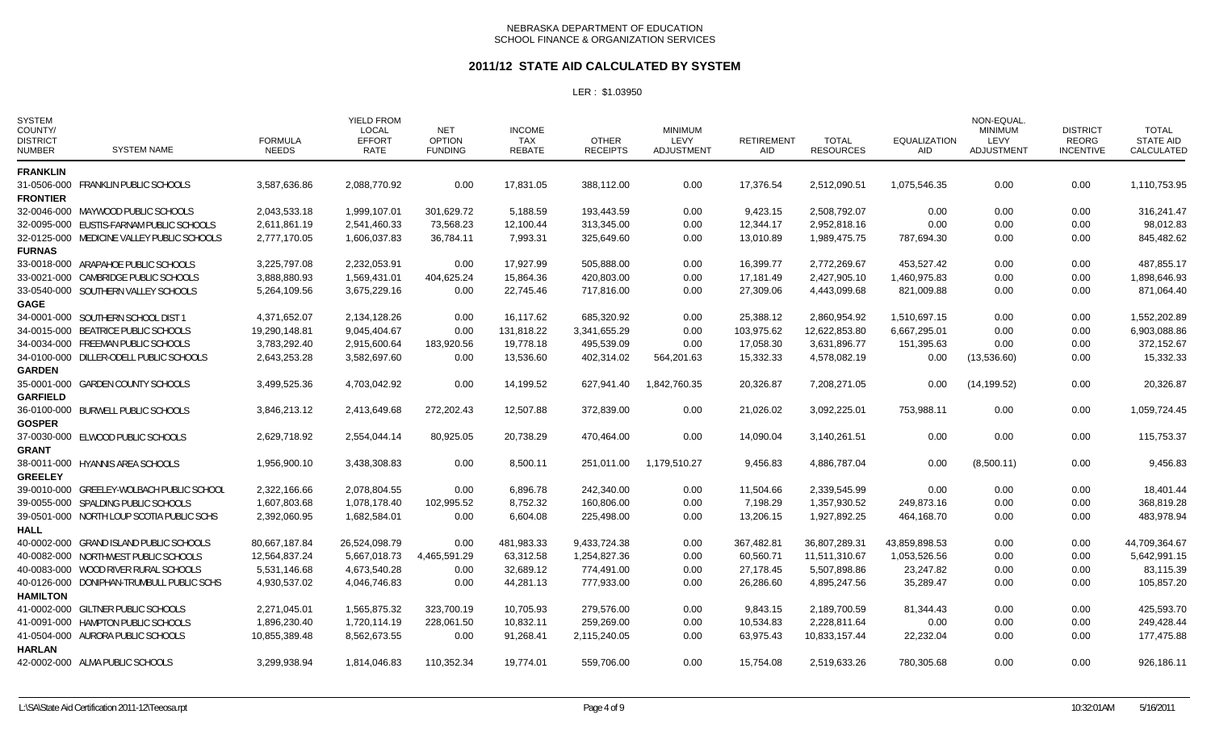NEBRASKA DEPARTMENT OF EDUCATION
SCHOOL FINANCE & ORGANIZATION SERVICES

## 2011/12 STATE AID CALCULATED BY SYSTEM

LER : $1.03950

| SYSTEM COUNTY/ DISTRICT NUMBER | SYSTEM NAME | FORMULA NEEDS | YIELD FROM LOCAL EFFORT RATE | NET OPTION FUNDING | INCOME TAX REBATE | OTHER RECEIPTS | MINIMUM LEVY ADJUSTMENT | RETIREMENT AID | TOTAL RESOURCES | EQUALIZATION AID | NON-EQUAL. MINIMUM LEVY ADJUSTMENT | DISTRICT REORG INCENTIVE | TOTAL STATE AID CALCULATED |
|---|---|---|---|---|---|---|---|---|---|---|---|---|---|
| **FRANKLIN** | | | | | | | | | | | | | |
| 31-0506-000 | FRANKLIN PUBLIC SCHOOLS | 3,587,636.86 | 2,088,770.92 | 0.00 | 17,831.05 | 388,112.00 | 0.00 | 17,376.54 | 2,512,090.51 | 1,075,546.35 | 0.00 | 0.00 | 1,110,753.95 |
| **FRONTIER** | | | | | | | | | | | | | |
| 32-0046-000 | MAYWOOD PUBLIC SCHOOLS | 2,043,533.18 | 1,999,107.01 | 301,629.72 | 5,188.59 | 193,443.59 | 0.00 | 9,423.15 | 2,508,792.07 | 0.00 | 0.00 | 0.00 | 316,241.47 |
| 32-0095-000 | EUSTIS-FARNAM PUBLIC SCHOOLS | 2,611,861.19 | 2,541,460.33 | 73,568.23 | 12,100.44 | 313,345.00 | 0.00 | 12,344.17 | 2,952,818.16 | 0.00 | 0.00 | 0.00 | 98,012.83 |
| 32-0125-000 | MEDICINE VALLEY PUBLIC SCHOOLS | 2,777,170.05 | 1,606,037.83 | 36,784.11 | 7,993.31 | 325,649.60 | 0.00 | 13,010.89 | 1,989,475.75 | 787,694.30 | 0.00 | 0.00 | 845,482.62 |
| **FURNAS** | | | | | | | | | | | | | |
| 33-0018-000 | ARAPAHOE PUBLIC SCHOOLS | 3,225,797.08 | 2,232,053.91 | 0.00 | 17,927.99 | 505,888.00 | 0.00 | 16,399.77 | 2,772,269.67 | 453,527.42 | 0.00 | 0.00 | 487,855.17 |
| 33-0021-000 | CAMBRIDGE PUBLIC SCHOOLS | 3,888,880.93 | 1,569,431.01 | 404,625.24 | 15,864.36 | 420,803.00 | 0.00 | 17,181.49 | 2,427,905.10 | 1,460,975.83 | 0.00 | 0.00 | 1,898,646.93 |
| 33-0540-000 | SOUTHERN VALLEY SCHOOLS | 5,264,109.56 | 3,675,229.16 | 0.00 | 22,745.46 | 717,816.00 | 0.00 | 27,309.06 | 4,443,099.68 | 821,009.88 | 0.00 | 0.00 | 871,064.40 |
| **GAGE** | | | | | | | | | | | | | |
| 34-0001-000 | SOUTHERN SCHOOL DIST 1 | 4,371,652.07 | 2,134,128.26 | 0.00 | 16,117.62 | 685,320.92 | 0.00 | 25,388.12 | 2,860,954.92 | 1,510,697.15 | 0.00 | 0.00 | 1,552,202.89 |
| 34-0015-000 | BEATRICE PUBLIC SCHOOLS | 19,290,148.81 | 9,045,404.67 | 0.00 | 131,818.22 | 3,341,655.29 | 0.00 | 103,975.62 | 12,622,853.80 | 6,667,295.01 | 0.00 | 0.00 | 6,903,088.86 |
| 34-0034-000 | FREEMAN PUBLIC SCHOOLS | 3,783,292.40 | 2,915,600.64 | 183,920.56 | 19,778.18 | 495,539.09 | 0.00 | 17,058.30 | 3,631,896.77 | 151,395.63 | 0.00 | 0.00 | 372,152.67 |
| 34-0100-000 | DILLER-ODELL PUBLIC SCHOOLS | 2,643,253.28 | 3,582,697.60 | 0.00 | 13,536.60 | 402,314.02 | 564,201.63 | 15,332.33 | 4,578,082.19 | 0.00 | (13,536.60) | 0.00 | 15,332.33 |
| **GARDEN** | | | | | | | | | | | | | |
| 35-0001-000 | GARDEN COUNTY SCHOOLS | 3,499,525.36 | 4,703,042.92 | 0.00 | 14,199.52 | 627,941.40 | 1,842,760.35 | 20,326.87 | 7,208,271.05 | 0.00 | (14,199.52) | 0.00 | 20,326.87 |
| **GARFIELD** | | | | | | | | | | | | | |
| 36-0100-000 | BURWELL PUBLIC SCHOOLS | 3,846,213.12 | 2,413,649.68 | 272,202.43 | 12,507.88 | 372,839.00 | 0.00 | 21,026.02 | 3,092,225.01 | 753,988.11 | 0.00 | 0.00 | 1,059,724.45 |
| **GOSPER** | | | | | | | | | | | | | |
| 37-0030-000 | ELWOOD PUBLIC SCHOOLS | 2,629,718.92 | 2,554,044.14 | 80,925.05 | 20,738.29 | 470,464.00 | 0.00 | 14,090.04 | 3,140,261.51 | 0.00 | 0.00 | 0.00 | 115,753.37 |
| **GRANT** | | | | | | | | | | | | | |
| 38-0011-000 | HYANNIS AREA SCHOOLS | 1,956,900.10 | 3,438,308.83 | 0.00 | 8,500.11 | 251,011.00 | 1,179,510.27 | 9,456.83 | 4,886,787.04 | 0.00 | (8,500.11) | 0.00 | 9,456.83 |
| **GREELEY** | | | | | | | | | | | | | |
| 39-0010-000 | GREELEY-WOLBACH PUBLIC SCHOOL | 2,322,166.66 | 2,078,804.55 | 0.00 | 6,896.78 | 242,340.00 | 0.00 | 11,504.66 | 2,339,545.99 | 0.00 | 0.00 | 0.00 | 18,401.44 |
| 39-0055-000 | SPALDING PUBLIC SCHOOLS | 1,607,803.68 | 1,078,178.40 | 102,995.52 | 8,752.32 | 160,806.00 | 0.00 | 7,198.29 | 1,357,930.52 | 249,873.16 | 0.00 | 0.00 | 368,819.28 |
| 39-0501-000 | NORTH LOUP SCOTIA PUBLIC SCHS | 2,392,060.95 | 1,682,584.01 | 0.00 | 6,604.08 | 225,498.00 | 0.00 | 13,206.15 | 1,927,892.25 | 464,168.70 | 0.00 | 0.00 | 483,978.94 |
| **HALL** | | | | | | | | | | | | | |
| 40-0002-000 | GRAND ISLAND PUBLIC SCHOOLS | 80,667,187.84 | 26,524,098.79 | 0.00 | 481,983.33 | 9,433,724.38 | 0.00 | 367,482.81 | 36,807,289.31 | 43,859,898.53 | 0.00 | 0.00 | 44,709,364.67 |
| 40-0082-000 | NORTHWEST PUBLIC SCHOOLS | 12,564,837.24 | 5,667,018.73 | 4,465,591.29 | 63,312.58 | 1,254,827.36 | 0.00 | 60,560.71 | 11,511,310.67 | 1,053,526.56 | 0.00 | 0.00 | 5,642,991.15 |
| 40-0083-000 | WOOD RIVER RURAL SCHOOLS | 5,531,146.68 | 4,673,540.28 | 0.00 | 32,689.12 | 774,491.00 | 0.00 | 27,178.45 | 5,507,898.86 | 23,247.82 | 0.00 | 0.00 | 83,115.39 |
| 40-0126-000 | DONIPHAN-TRUMBULL PUBLIC SCHS | 4,930,537.02 | 4,046,746.83 | 0.00 | 44,281.13 | 777,933.00 | 0.00 | 26,286.60 | 4,895,247.56 | 35,289.47 | 0.00 | 0.00 | 105,857.20 |
| **HAMILTON** | | | | | | | | | | | | | |
| 41-0002-000 | GILTNER PUBLIC SCHOOLS | 2,271,045.01 | 1,565,875.32 | 323,700.19 | 10,705.93 | 279,576.00 | 0.00 | 9,843.15 | 2,189,700.59 | 81,344.43 | 0.00 | 0.00 | 425,593.70 |
| 41-0091-000 | HAMPTON PUBLIC SCHOOLS | 1,896,230.40 | 1,720,114.19 | 228,061.50 | 10,832.11 | 259,269.00 | 0.00 | 10,534.83 | 2,228,811.64 | 0.00 | 0.00 | 0.00 | 249,428.44 |
| 41-0504-000 | AURORA PUBLIC SCHOOLS | 10,855,389.48 | 8,562,673.55 | 0.00 | 91,268.41 | 2,115,240.05 | 0.00 | 63,975.43 | 10,833,157.44 | 22,232.04 | 0.00 | 0.00 | 177,475.88 |
| **HARLAN** | | | | | | | | | | | | | |
| 42-0002-000 | ALMA PUBLIC SCHOOLS | 3,299,938.94 | 1,814,046.83 | 110,352.34 | 19,774.01 | 559,706.00 | 0.00 | 15,754.08 | 2,519,633.26 | 780,305.68 | 0.00 | 0.00 | 926,186.11 |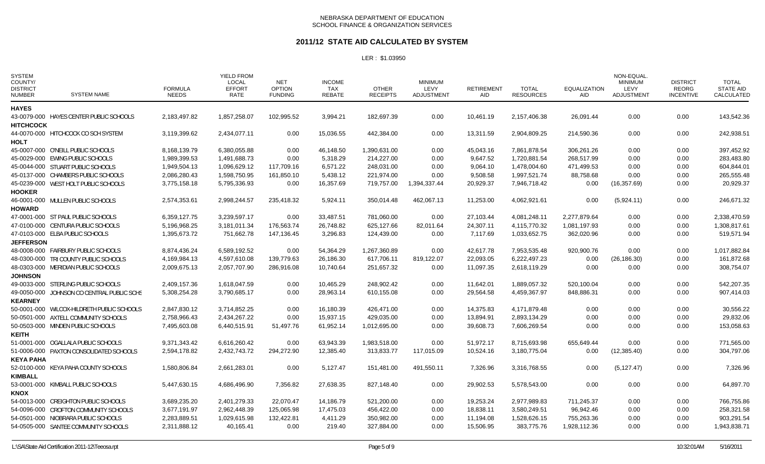NEBRASKA DEPARTMENT OF EDUCATION
SCHOOL FINANCE & ORGANIZATION SERVICES

# 2011/12 STATE AID CALCULATED BY SYSTEM

LER : $1.03950

| SYSTEM COUNTY/ DISTRICT NUMBER | SYSTEM NAME | FORMULA NEEDS | YIELD FROM LOCAL EFFORT RATE | NET OPTION FUNDING | INCOME TAX REBATE | OTHER RECEIPTS | MINIMUM LEVY ADJUSTMENT | RETIREMENT AID | TOTAL RESOURCES | EQUALIZATION AID | NON-EQUAL. MINIMUM LEVY ADJUSTMENT | DISTRICT REORG INCENTIVE | TOTAL STATE AID CALCULATED |
|---|---|---|---|---|---|---|---|---|---|---|---|---|---|
| **HAYES** | | | | | | | | | | | | | |
| 43-0079-000 | HAYES CENTER PUBLIC SCHOOLS | 2,183,497.82 | 1,857,258.07 | 102,995.52 | 3,994.21 | 182,697.39 | 0.00 | 10,461.19 | 2,157,406.38 | 26,091.44 | 0.00 | 0.00 | 143,542.36 |
| **HITCHCOCK** | | | | | | | | | | | | | |
| 44-0070-000 | HITCHCOCK CO SCH SYSTEM | 3,119,399.62 | 2,434,077.11 | 0.00 | 15,036.55 | 442,384.00 | 0.00 | 13,311.59 | 2,904,809.25 | 214,590.36 | 0.00 | 0.00 | 242,938.51 |
| **HOLT** | | | | | | | | | | | | | |
| 45-0007-000 | O'NEILL PUBLIC SCHOOLS | 8,168,139.79 | 6,380,055.88 | 0.00 | 46,148.50 | 1,390,631.00 | 0.00 | 45,043.16 | 7,861,878.54 | 306,261.26 | 0.00 | 0.00 | 397,452.92 |
| 45-0029-000 | EWING PUBLIC SCHOOLS | 1,989,399.53 | 1,491,688.73 | 0.00 | 5,318.29 | 214,227.00 | 0.00 | 9,647.52 | 1,720,881.54 | 268,517.99 | 0.00 | 0.00 | 283,483.80 |
| 45-0044-000 | STUART PUBLIC SCHOOLS | 1,949,504.13 | 1,096,629.12 | 117,709.16 | 6,571.22 | 248,031.00 | 0.00 | 9,064.10 | 1,478,004.60 | 471,499.53 | 0.00 | 0.00 | 604,844.01 |
| 45-0137-000 | CHAMBERS PUBLIC SCHOOLS | 2,086,280.43 | 1,598,750.95 | 161,850.10 | 5,438.12 | 221,974.00 | 0.00 | 9,508.58 | 1,997,521.74 | 88,758.68 | 0.00 | 0.00 | 265,555.48 |
| 45-0239-000 | WEST HOLT PUBLIC SCHOOLS | 3,775,158.18 | 5,795,336.93 | 0.00 | 16,357.69 | 719,757.00 | 1,394,337.44 | 20,929.37 | 7,946,718.42 | 0.00 | (16,357.69) | 0.00 | 20,929.37 |
| **HOOKER** | | | | | | | | | | | | | |
| 46-0001-000 | MULLEN PUBLIC SCHOOLS | 2,574,353.61 | 2,998,244.57 | 235,418.32 | 5,924.11 | 350,014.48 | 462,067.13 | 11,253.00 | 4,062,921.61 | 0.00 | (5,924.11) | 0.00 | 246,671.32 |
| **HOWARD** | | | | | | | | | | | | | |
| 47-0001-000 | ST PAUL PUBLIC SCHOOLS | 6,359,127.75 | 3,239,597.17 | 0.00 | 33,487.51 | 781,060.00 | 0.00 | 27,103.44 | 4,081,248.11 | 2,277,879.64 | 0.00 | 0.00 | 2,338,470.59 |
| 47-0100-000 | CENTURA PUBLIC SCHOOLS | 5,196,968.25 | 3,181,011.34 | 176,563.74 | 26,748.82 | 625,127.66 | 82,011.64 | 24,307.11 | 4,115,770.32 | 1,081,197.93 | 0.00 | 0.00 | 1,308,817.61 |
| 47-0103-000 | ELBA PUBLIC SCHOOLS | 1,395,673.72 | 751,662.78 | 147,136.45 | 3,296.83 | 124,439.00 | 0.00 | 7,117.69 | 1,033,652.75 | 362,020.96 | 0.00 | 0.00 | 519,571.94 |
| **JEFFERSON** | | | | | | | | | | | | | |
| 48-0008-000 | FAIRBURY PUBLIC SCHOOLS | 8,874,436.24 | 6,589,192.52 | 0.00 | 54,364.29 | 1,267,360.89 | 0.00 | 42,617.78 | 7,953,535.48 | 920,900.76 | 0.00 | 0.00 | 1,017,882.84 |
| 48-0300-000 | TRI COUNTY PUBLIC SCHOOLS | 4,169,984.13 | 4,597,610.08 | 139,779.63 | 26,186.30 | 617,706.11 | 819,122.07 | 22,093.05 | 6,222,497.23 | 0.00 | (26,186.30) | 0.00 | 161,872.68 |
| 48-0303-000 | MERIDIAN PUBLIC SCHOOLS | 2,009,675.13 | 2,057,707.90 | 286,916.08 | 10,740.64 | 251,657.32 | 0.00 | 11,097.35 | 2,618,119.29 | 0.00 | 0.00 | 0.00 | 308,754.07 |
| **JOHNSON** | | | | | | | | | | | | | |
| 49-0033-000 | STERLING PUBLIC SCHOOLS | 2,409,157.36 | 1,618,047.59 | 0.00 | 10,465.29 | 248,902.42 | 0.00 | 11,642.01 | 1,889,057.32 | 520,100.04 | 0.00 | 0.00 | 542,207.35 |
| 49-0050-000 | JOHNSON CO CENTRAL PUBLIC SCHS | 5,308,254.28 | 3,790,685.17 | 0.00 | 28,963.14 | 610,155.08 | 0.00 | 29,564.58 | 4,459,367.97 | 848,886.31 | 0.00 | 0.00 | 907,414.03 |
| **KEARNEY** | | | | | | | | | | | | | |
| 50-0001-000 | WILCOX-HILDRETH PUBLIC SCHOOLS | 2,847,830.12 | 3,714,852.25 | 0.00 | 16,180.39 | 426,471.00 | 0.00 | 14,375.83 | 4,171,879.48 | 0.00 | 0.00 | 0.00 | 30,556.22 |
| 50-0501-000 | AXTELL COMMUNITY SCHOOLS | 2,758,966.43 | 2,434,267.22 | 0.00 | 15,937.15 | 429,035.00 | 0.00 | 13,894.91 | 2,893,134.29 | 0.00 | 0.00 | 0.00 | 29,832.06 |
| 50-0503-000 | MINDEN PUBLIC SCHOOLS | 7,495,603.08 | 6,440,515.91 | 51,497.76 | 61,952.14 | 1,012,695.00 | 0.00 | 39,608.73 | 7,606,269.54 | 0.00 | 0.00 | 0.00 | 153,058.63 |
| **KEITH** | | | | | | | | | | | | | |
| 51-0001-000 | OGALLALA PUBLIC SCHOOLS | 9,371,343.42 | 6,616,260.42 | 0.00 | 63,943.39 | 1,983,518.00 | 0.00 | 51,972.17 | 8,715,693.98 | 655,649.44 | 0.00 | 0.00 | 771,565.00 |
| 51-0006-000 | PAXTON CONSOLIDATED SCHOOLS | 2,594,178.82 | 2,432,743.72 | 294,272.90 | 12,385.40 | 313,833.77 | 117,015.09 | 10,524.16 | 3,180,775.04 | 0.00 | (12,385.40) | 0.00 | 304,797.06 |
| **KEYA PAHA** | | | | | | | | | | | | | |
| 52-0100-000 | KEYA PAHA COUNTY SCHOOLS | 1,580,806.84 | 2,661,283.01 | 0.00 | 5,127.47 | 151,481.00 | 491,550.11 | 7,326.96 | 3,316,768.55 | 0.00 | (5,127.47) | 0.00 | 7,326.96 |
| **KIMBALL** | | | | | | | | | | | | | |
| 53-0001-000 | KIMBALL PUBLIC SCHOOLS | 5,447,630.15 | 4,686,496.90 | 7,356.82 | 27,638.35 | 827,148.40 | 0.00 | 29,902.53 | 5,578,543.00 | 0.00 | 0.00 | 0.00 | 64,897.70 |
| **KNOX** | | | | | | | | | | | | | |
| 54-0013-000 | CREIGHTON PUBLIC SCHOOLS | 3,689,235.20 | 2,401,279.33 | 22,070.47 | 14,186.79 | 521,200.00 | 0.00 | 19,253.24 | 2,977,989.83 | 711,245.37 | 0.00 | 0.00 | 766,755.86 |
| 54-0096-000 | CROFTON COMMUNITY SCHOOLS | 3,677,191.97 | 2,962,448.39 | 125,065.98 | 17,475.03 | 456,422.00 | 0.00 | 18,838.11 | 3,580,249.51 | 96,942.46 | 0.00 | 0.00 | 258,321.58 |
| 54-0501-000 | NIOBRARA PUBLIC SCHOOLS | 2,283,889.51 | 1,029,615.98 | 132,422.81 | 4,411.29 | 350,982.00 | 0.00 | 11,194.08 | 1,528,626.15 | 755,263.36 | 0.00 | 0.00 | 903,291.54 |
| 54-0505-000 | SANTEE COMMUNITY SCHOOLS | 2,311,888.12 | 40,165.41 | 0.00 | 219.40 | 327,884.00 | 0.00 | 15,506.95 | 383,775.76 | 1,928,112.36 | 0.00 | 0.00 | 1,943,838.71 |

L:\SA\State Aid Certification 2011-12\Teeosa.rpt 10:32:01AM 5/16/2011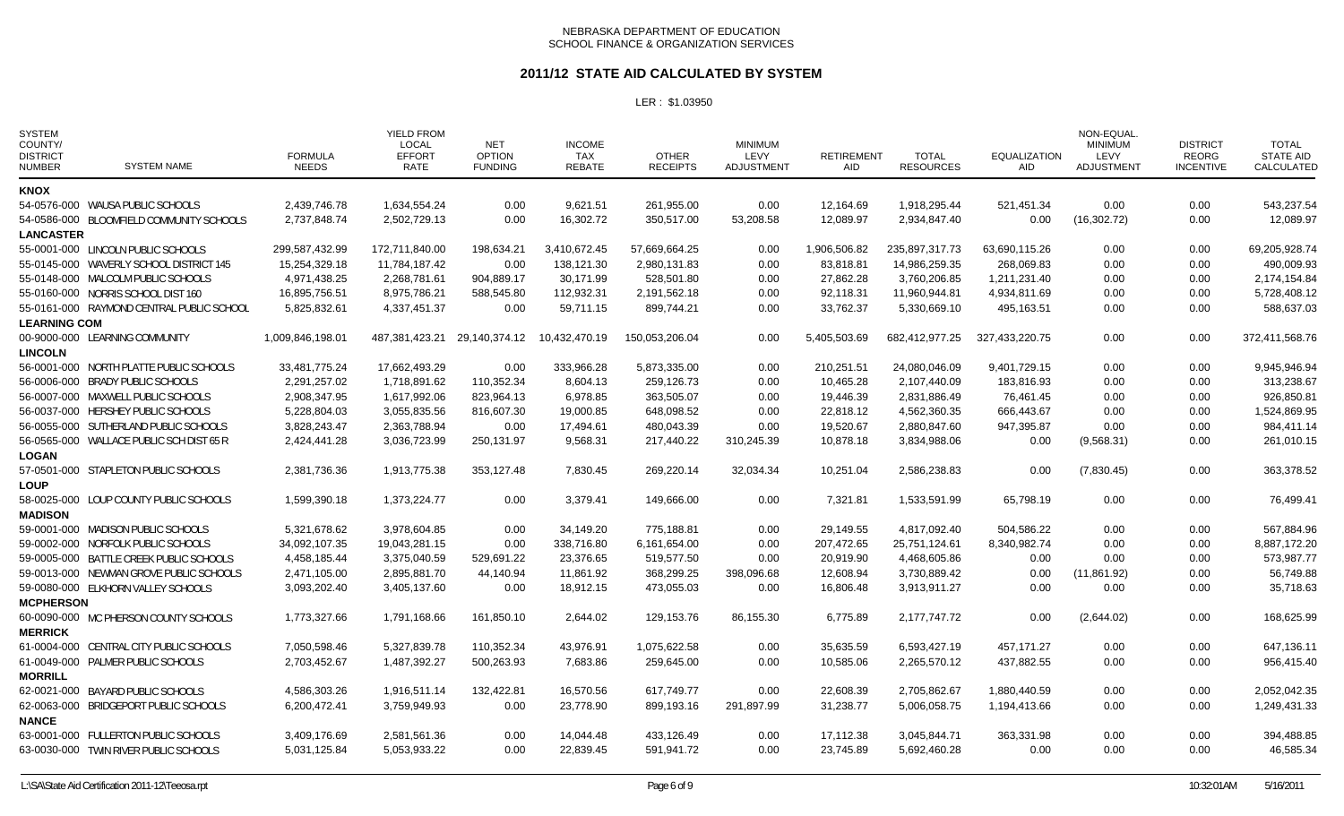NEBRASKA DEPARTMENT OF EDUCATION
SCHOOL FINANCE & ORGANIZATION SERVICES

## 2011/12 STATE AID CALCULATED BY SYSTEM

LER : $1.03950

| SYSTEM COUNTY/ DISTRICT NUMBER | SYSTEM NAME | FORMULA NEEDS | YIELD FROM LOCAL EFFORT RATE | NET OPTION FUNDING | INCOME TAX REBATE | OTHER RECEIPTS | MINIMUM LEVY ADJUSTMENT | RETIREMENT AID | TOTAL RESOURCES | EQUALIZATION AID | NON-EQUAL. MINIMUM LEVY ADJUSTMENT | DISTRICT REORG INCENTIVE | TOTAL STATE AID CALCULATED |
|---|---|---|---|---|---|---|---|---|---|---|---|---|---|
| **KNOX** | | | | | | | | | | | | | |
| 54-0576-000 | WAUSA PUBLIC SCHOOLS | 2,439,746.78 | 1,634,554.24 | 0.00 | 9,621.51 | 261,955.00 | 0.00 | 12,164.69 | 1,918,295.44 | 521,451.34 | 0.00 | 0.00 | 543,237.54 |
| 54-0586-000 | BLOOMFIELD COMMUNITY SCHOOLS | 2,737,848.74 | 2,502,729.13 | 0.00 | 16,302.72 | 350,517.00 | 53,208.58 | 12,089.97 | 2,934,847.40 | 0.00 | (16,302.72) | 0.00 | 12,089.97 |
| **LANCASTER** | | | | | | | | | | | | | |
| 55-0001-000 | LINCOLN PUBLIC SCHOOLS | 299,587,432.99 | 172,711,840.00 | 198,634.21 | 3,410,672.45 | 57,669,664.25 | 0.00 | 1,906,506.82 | 235,897,317.73 | 63,690,115.26 | 0.00 | 0.00 | 69,205,928.74 |
| 55-0145-000 | WAVERLY SCHOOL DISTRICT 145 | 15,254,329.18 | 11,784,187.42 | 0.00 | 138,121.30 | 2,980,131.83 | 0.00 | 83,818.81 | 14,986,259.35 | 268,069.83 | 0.00 | 0.00 | 490,009.93 |
| 55-0148-000 | MALCOLM PUBLIC SCHOOLS | 4,971,438.25 | 2,268,781.61 | 904,889.17 | 30,171.99 | 528,501.80 | 0.00 | 27,862.28 | 3,760,206.85 | 1,211,231.40 | 0.00 | 0.00 | 2,174,154.84 |
| 55-0160-000 | NORRIS SCHOOL DIST 160 | 16,895,756.51 | 8,975,786.21 | 588,545.80 | 112,932.31 | 2,191,562.18 | 0.00 | 92,118.31 | 11,960,944.81 | 4,934,811.69 | 0.00 | 0.00 | 5,728,408.12 |
| 55-0161-000 | RAYMOND CENTRAL PUBLIC SCHOOL | 5,825,832.61 | 4,337,451.37 | 0.00 | 59,711.15 | 899,744.21 | 0.00 | 33,762.37 | 5,330,669.10 | 495,163.51 | 0.00 | 0.00 | 588,637.03 |
| **LEARNING COM** | | | | | | | | | | | | | |
| 00-9000-000 | LEARNING COMMUNITY | 1,009,846,198.01 | 487,381,423.21 | 29,140,374.12 | 10,432,470.19 | 150,053,206.04 | 0.00 | 5,405,503.69 | 682,412,977.25 | 327,433,220.75 | 0.00 | 0.00 | 372,411,568.76 |
| **LINCOLN** | | | | | | | | | | | | | |
| 56-0001-000 | NORTH PLATTE PUBLIC SCHOOLS | 33,481,775.24 | 17,662,493.29 | 0.00 | 333,966.28 | 5,873,335.00 | 0.00 | 210,251.51 | 24,080,046.09 | 9,401,729.15 | 0.00 | 0.00 | 9,945,946.94 |
| 56-0006-000 | BRADY PUBLIC SCHOOLS | 2,291,257.02 | 1,718,891.62 | 110,352.34 | 8,604.13 | 259,126.73 | 0.00 | 10,465.28 | 2,107,440.09 | 183,816.93 | 0.00 | 0.00 | 313,238.67 |
| 56-0007-000 | MAXWELL PUBLIC SCHOOLS | 2,908,347.95 | 1,617,992.06 | 823,964.13 | 6,978.85 | 363,505.07 | 0.00 | 19,446.39 | 2,831,886.49 | 76,461.45 | 0.00 | 0.00 | 926,850.81 |
| 56-0037-000 | HERSHEY PUBLIC SCHOOLS | 5,228,804.03 | 3,055,835.56 | 816,607.30 | 19,000.85 | 648,098.52 | 0.00 | 22,818.12 | 4,562,360.35 | 666,443.67 | 0.00 | 0.00 | 1,524,869.95 |
| 56-0055-000 | SUTHERLAND PUBLIC SCHOOLS | 3,828,243.47 | 2,363,788.94 | 0.00 | 17,494.61 | 480,043.39 | 0.00 | 19,520.67 | 2,880,847.60 | 947,395.87 | 0.00 | 0.00 | 984,411.14 |
| 56-0565-000 | WALLACE PUBLIC SCH DIST 65 R | 2,424,441.28 | 3,036,723.99 | 250,131.97 | 9,568.31 | 217,440.22 | 310,245.39 | 10,878.18 | 3,834,988.06 | 0.00 | (9,568.31) | 0.00 | 261,010.15 |
| **LOGAN** | | | | | | | | | | | | | |
| 57-0501-000 | STAPLETON PUBLIC SCHOOLS | 2,381,736.36 | 1,913,775.38 | 353,127.48 | 7,830.45 | 269,220.14 | 32,034.34 | 10,251.04 | 2,586,238.83 | 0.00 | (7,830.45) | 0.00 | 363,378.52 |
| **LOUP** | | | | | | | | | | | | | |
| 58-0025-000 | LOUP COUNTY PUBLIC SCHOOLS | 1,599,390.18 | 1,373,224.77 | 0.00 | 3,379.41 | 149,666.00 | 0.00 | 7,321.81 | 1,533,591.99 | 65,798.19 | 0.00 | 0.00 | 76,499.41 |
| **MADISON** | | | | | | | | | | | | | |
| 59-0001-000 | MADISON PUBLIC SCHOOLS | 5,321,678.62 | 3,978,604.85 | 0.00 | 34,149.20 | 775,188.81 | 0.00 | 29,149.55 | 4,817,092.40 | 504,586.22 | 0.00 | 0.00 | 567,884.96 |
| 59-0002-000 | NORFOLK PUBLIC SCHOOLS | 34,092,107.35 | 19,043,281.15 | 0.00 | 338,716.80 | 6,161,654.00 | 0.00 | 207,472.65 | 25,751,124.61 | 8,340,982.74 | 0.00 | 0.00 | 8,887,172.20 |
| 59-0005-000 | BATTLE CREEK PUBLIC SCHOOLS | 4,458,185.44 | 3,375,040.59 | 529,691.22 | 23,376.65 | 519,577.50 | 0.00 | 20,919.90 | 4,468,605.86 | 0.00 | 0.00 | 0.00 | 573,987.77 |
| 59-0013-000 | NEWMAN GROVE PUBLIC SCHOOLS | 2,471,105.00 | 2,895,881.70 | 44,140.94 | 11,861.92 | 368,299.25 | 398,096.68 | 12,608.94 | 3,730,889.42 | 0.00 | (11,861.92) | 0.00 | 56,749.88 |
| 59-0080-000 | ELKHORN VALLEY SCHOOLS | 3,093,202.40 | 3,405,137.60 | 0.00 | 18,912.15 | 473,055.03 | 0.00 | 16,806.48 | 3,913,911.27 | 0.00 | 0.00 | 0.00 | 35,718.63 |
| **MCPHERSON** | | | | | | | | | | | | | |
| 60-0090-000 | MC PHERSON COUNTY SCHOOLS | 1,773,327.66 | 1,791,168.66 | 161,850.10 | 2,644.02 | 129,153.76 | 86,155.30 | 6,775.89 | 2,177,747.72 | 0.00 | (2,644.02) | 0.00 | 168,625.99 |
| **MERRICK** | | | | | | | | | | | | | |
| 61-0004-000 | CENTRAL CITY PUBLIC SCHOOLS | 7,050,598.46 | 5,327,839.78 | 110,352.34 | 43,976.91 | 1,075,622.58 | 0.00 | 35,635.59 | 6,593,427.19 | 457,171.27 | 0.00 | 0.00 | 647,136.11 |
| 61-0049-000 | PALMER PUBLIC SCHOOLS | 2,703,452.67 | 1,487,392.27 | 500,263.93 | 7,683.86 | 259,645.00 | 0.00 | 10,585.06 | 2,265,570.12 | 437,882.55 | 0.00 | 0.00 | 956,415.40 |
| **MORRILL** | | | | | | | | | | | | | |
| 62-0021-000 | BAYARD PUBLIC SCHOOLS | 4,586,303.26 | 1,916,511.14 | 132,422.81 | 16,570.56 | 617,749.77 | 0.00 | 22,608.39 | 2,705,862.67 | 1,880,440.59 | 0.00 | 0.00 | 2,052,042.35 |
| 62-0063-000 | BRIDGEPORT PUBLIC SCHOOLS | 6,200,472.41 | 3,759,949.93 | 0.00 | 23,778.90 | 899,193.16 | 291,897.99 | 31,238.77 | 5,006,058.75 | 1,194,413.66 | 0.00 | 0.00 | 1,249,431.33 |
| **NANCE** | | | | | | | | | | | | | |
| 63-0001-000 | FULLERTON PUBLIC SCHOOLS | 3,409,176.69 | 2,581,561.36 | 0.00 | 14,044.48 | 433,126.49 | 0.00 | 17,112.38 | 3,045,844.71 | 363,331.98 | 0.00 | 0.00 | 394,488.85 |
| 63-0030-000 | TWIN RIVER PUBLIC SCHOOLS | 5,031,125.84 | 5,053,933.22 | 0.00 | 22,839.45 | 591,941.72 | 0.00 | 23,745.89 | 5,692,460.28 | 0.00 | 0.00 | 0.00 | 46,585.34 |

L:\SA\State Aid Certification 2011-12\Teeosa.rpt 10:32:01AM 5/16/2011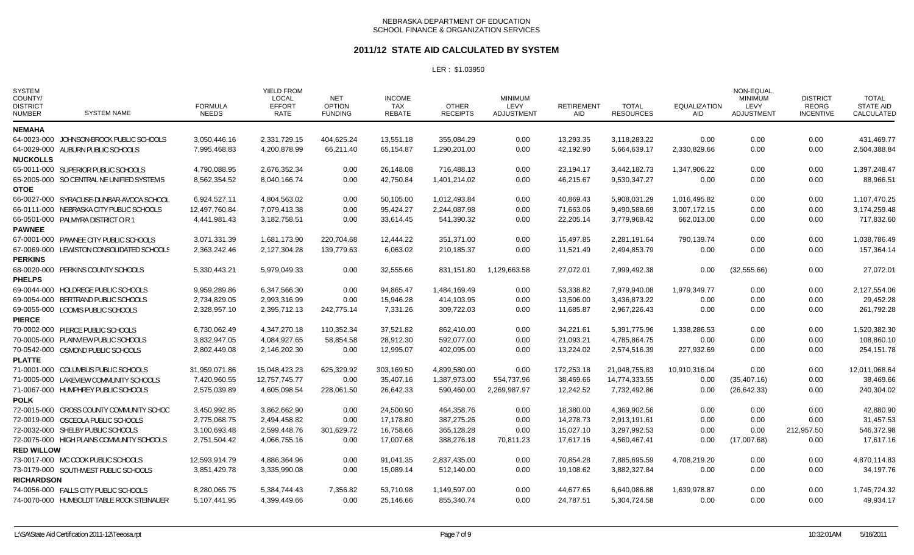NEBRASKA DEPARTMENT OF EDUCATION
SCHOOL FINANCE & ORGANIZATION SERVICES

## 2011/12 STATE AID CALCULATED BY SYSTEM

LER : $1.03950

| SYSTEM COUNTY/ DISTRICT NUMBER | SYSTEM NAME | FORMULA NEEDS | YIELD FROM LOCAL EFFORT RATE | NET OPTION FUNDING | INCOME TAX REBATE | OTHER RECEIPTS | MINIMUM LEVY ADJUSTMENT | RETIREMENT AID | TOTAL RESOURCES | EQUALIZATION AID | NON-EQUAL. MINIMUM LEVY ADJUSTMENT | DISTRICT REORG INCENTIVE | TOTAL STATE AID CALCULATED |
|---|---|---|---|---|---|---|---|---|---|---|---|---|---|
| **NEMAHA** | | | | | | | | | | | | | |
| 64-0023-000 | JOHNSON-BROCK PUBLIC SCHOOLS | 3,050,446.16 | 2,331,729.15 | 404,625.24 | 13,551.18 | 355,084.29 | 0.00 | 13,293.35 | 3,118,283.22 | 0.00 | 0.00 | 0.00 | 431,469.77 |
| 64-0029-000 | AUBURN PUBLIC SCHOOLS | 7,995,468.83 | 4,200,878.99 | 66,211.40 | 65,154.87 | 1,290,201.00 | 0.00 | 42,192.90 | 5,664,639.17 | 2,330,829.66 | 0.00 | 0.00 | 2,504,388.84 |
| **NUCKOLLS** | | | | | | | | | | | | | |
| 65-0011-000 | SUPERIOR PUBLIC SCHOOLS | 4,790,088.95 | 2,676,352.34 | 0.00 | 26,148.08 | 716,488.13 | 0.00 | 23,194.17 | 3,442,182.73 | 1,347,906.22 | 0.00 | 0.00 | 1,397,248.47 |
| 65-2005-000 | SO CENTRAL NE UNIFIED SYSTEM 5 | 8,562,354.52 | 8,040,166.74 | 0.00 | 42,750.84 | 1,401,214.02 | 0.00 | 46,215.67 | 9,530,347.27 | 0.00 | 0.00 | 0.00 | 88,966.51 |
| **OTOE** | | | | | | | | | | | | | |
| 66-0027-000 | SYRACUSE-DUNBAR-AVOCA SCHOOL | 6,924,527.11 | 4,804,563.02 | 0.00 | 50,105.00 | 1,012,493.84 | 0.00 | 40,869.43 | 5,908,031.29 | 1,016,495.82 | 0.00 | 0.00 | 1,107,470.25 |
| 66-0111-000 | NEBRASKA CITY PUBLIC SCHOOLS | 12,497,760.84 | 7,079,413.38 | 0.00 | 95,424.27 | 2,244,087.98 | 0.00 | 71,663.06 | 9,490,588.69 | 3,007,172.15 | 0.00 | 0.00 | 3,174,259.48 |
| 66-0501-000 | PALMYRA DISTRICT O R 1 | 4,441,981.43 | 3,182,758.51 | 0.00 | 33,614.45 | 541,390.32 | 0.00 | 22,205.14 | 3,779,968.42 | 662,013.00 | 0.00 | 0.00 | 717,832.60 |
| **PAWNEE** | | | | | | | | | | | | | |
| 67-0001-000 | PAWNEE CITY PUBLIC SCHOOLS | 3,071,331.39 | 1,681,173.90 | 220,704.68 | 12,444.22 | 351,371.00 | 0.00 | 15,497.85 | 2,281,191.64 | 790,139.74 | 0.00 | 0.00 | 1,038,786.49 |
| 67-0069-000 | LEWISTON CONSOLIDATED SCHOOLS | 2,363,242.46 | 2,127,304.28 | 139,779.63 | 6,063.02 | 210,185.37 | 0.00 | 11,521.49 | 2,494,853.79 | 0.00 | 0.00 | 0.00 | 157,364.14 |
| **PERKINS** | | | | | | | | | | | | | |
| 68-0020-000 | PERKINS COUNTY SCHOOLS | 5,330,443.21 | 5,979,049.33 | 0.00 | 32,555.66 | 831,151.80 | 1,129,663.58 | 27,072.01 | 7,999,492.38 | 0.00 | (32,555.66) | 0.00 | 27,072.01 |
| **PHELPS** | | | | | | | | | | | | | |
| 69-0044-000 | HOLDREGE PUBLIC SCHOOLS | 9,959,289.86 | 6,347,566.30 | 0.00 | 94,865.47 | 1,484,169.49 | 0.00 | 53,338.82 | 7,979,940.08 | 1,979,349.77 | 0.00 | 0.00 | 2,127,554.06 |
| 69-0054-000 | BERTRAND PUBLIC SCHOOLS | 2,734,829.05 | 2,993,316.99 | 0.00 | 15,946.28 | 414,103.95 | 0.00 | 13,506.00 | 3,436,873.22 | 0.00 | 0.00 | 0.00 | 29,452.28 |
| 69-0055-000 | LOOMIS PUBLIC SCHOOLS | 2,328,957.10 | 2,395,712.13 | 242,775.14 | 7,331.26 | 309,722.03 | 0.00 | 11,685.87 | 2,967,226.43 | 0.00 | 0.00 | 0.00 | 261,792.28 |
| **PIERCE** | | | | | | | | | | | | | |
| 70-0002-000 | PIERCE PUBLIC SCHOOLS | 6,730,062.49 | 4,347,270.18 | 110,352.34 | 37,521.82 | 862,410.00 | 0.00 | 34,221.61 | 5,391,775.96 | 1,338,286.53 | 0.00 | 0.00 | 1,520,382.30 |
| 70-0005-000 | PLAINVIEW PUBLIC SCHOOLS | 3,832,947.05 | 4,084,927.65 | 58,854.58 | 28,912.30 | 592,077.00 | 0.00 | 21,093.21 | 4,785,864.75 | 0.00 | 0.00 | 0.00 | 108,860.10 |
| 70-0542-000 | OSMOND PUBLIC SCHOOLS | 2,802,449.08 | 2,146,202.30 | 0.00 | 12,995.07 | 402,095.00 | 0.00 | 13,224.02 | 2,574,516.39 | 227,932.69 | 0.00 | 0.00 | 254,151.78 |
| **PLATTE** | | | | | | | | | | | | | |
| 71-0001-000 | COLUMBUS PUBLIC SCHOOLS | 31,959,071.86 | 15,048,423.23 | 625,329.92 | 303,169.50 | 4,899,580.00 | 0.00 | 172,253.18 | 21,048,755.83 | 10,910,316.04 | 0.00 | 0.00 | 12,011,068.64 |
| 71-0005-000 | LAKEVIEW COMMUNITY SCHOOLS | 7,420,960.55 | 12,757,745.77 | 0.00 | 35,407.16 | 1,387,973.00 | 554,737.96 | 38,469.66 | 14,774,333.55 | 0.00 | (35,407.16) | 0.00 | 38,469.66 |
| 71-0067-000 | HUMPHREY PUBLIC SCHOOLS | 2,575,039.89 | 4,605,098.54 | 228,061.50 | 26,642.33 | 590,460.00 | 2,269,987.97 | 12,242.52 | 7,732,492.86 | 0.00 | (26,642.33) | 0.00 | 240,304.02 |
| **POLK** | | | | | | | | | | | | | |
| 72-0015-000 | CROSS COUNTY COMMUNITY SCHOC | 3,450,992.85 | 3,862,662.90 | 0.00 | 24,500.90 | 464,358.76 | 0.00 | 18,380.00 | 4,369,902.56 | 0.00 | 0.00 | 0.00 | 42,880.90 |
| 72-0019-000 | OSCEOLA PUBLIC SCHOOLS | 2,775,068.75 | 2,494,458.82 | 0.00 | 17,178.80 | 387,275.26 | 0.00 | 14,278.73 | 2,913,191.61 | 0.00 | 0.00 | 0.00 | 31,457.53 |
| 72-0032-000 | SHELBY PUBLIC SCHOOLS | 3,100,693.48 | 2,599,448.76 | 301,629.72 | 16,758.66 | 365,128.28 | 0.00 | 15,027.10 | 3,297,992.53 | 0.00 | 0.00 | 212,957.50 | 546,372.98 |
| 72-0075-000 | HIGH PLAINS COMMUNITY SCHOOLS | 2,751,504.42 | 4,066,755.16 | 0.00 | 17,007.68 | 388,276.18 | 70,811.23 | 17,617.16 | 4,560,467.41 | 0.00 | (17,007.68) | 0.00 | 17,617.16 |
| **RED WILLOW** | | | | | | | | | | | | | |
| 73-0017-000 | MC COOK PUBLIC SCHOOLS | 12,593,914.79 | 4,886,364.96 | 0.00 | 91,041.35 | 2,837,435.00 | 0.00 | 70,854.28 | 7,885,695.59 | 4,708,219.20 | 0.00 | 0.00 | 4,870,114.83 |
| 73-0179-000 | SOUTHWEST PUBLIC SCHOOLS | 3,851,429.78 | 3,335,990.08 | 0.00 | 15,089.14 | 512,140.00 | 0.00 | 19,108.62 | 3,882,327.84 | 0.00 | 0.00 | 0.00 | 34,197.76 |
| **RICHARDSON** | | | | | | | | | | | | | |
| 74-0056-000 | FALLS CITY PUBLIC SCHOOLS | 8,280,065.75 | 5,384,744.43 | 7,356.82 | 53,710.98 | 1,149,597.00 | 0.00 | 44,677.65 | 6,640,086.88 | 1,639,978.87 | 0.00 | 0.00 | 1,745,724.32 |
| 74-0070-000 | HUMBOLDT TABLE ROCK STEINAUER | 5,107,441.95 | 4,399,449.66 | 0.00 | 25,146.66 | 855,340.74 | 0.00 | 24,787.51 | 5,304,724.58 | 0.00 | 0.00 | 0.00 | 49,934.17 |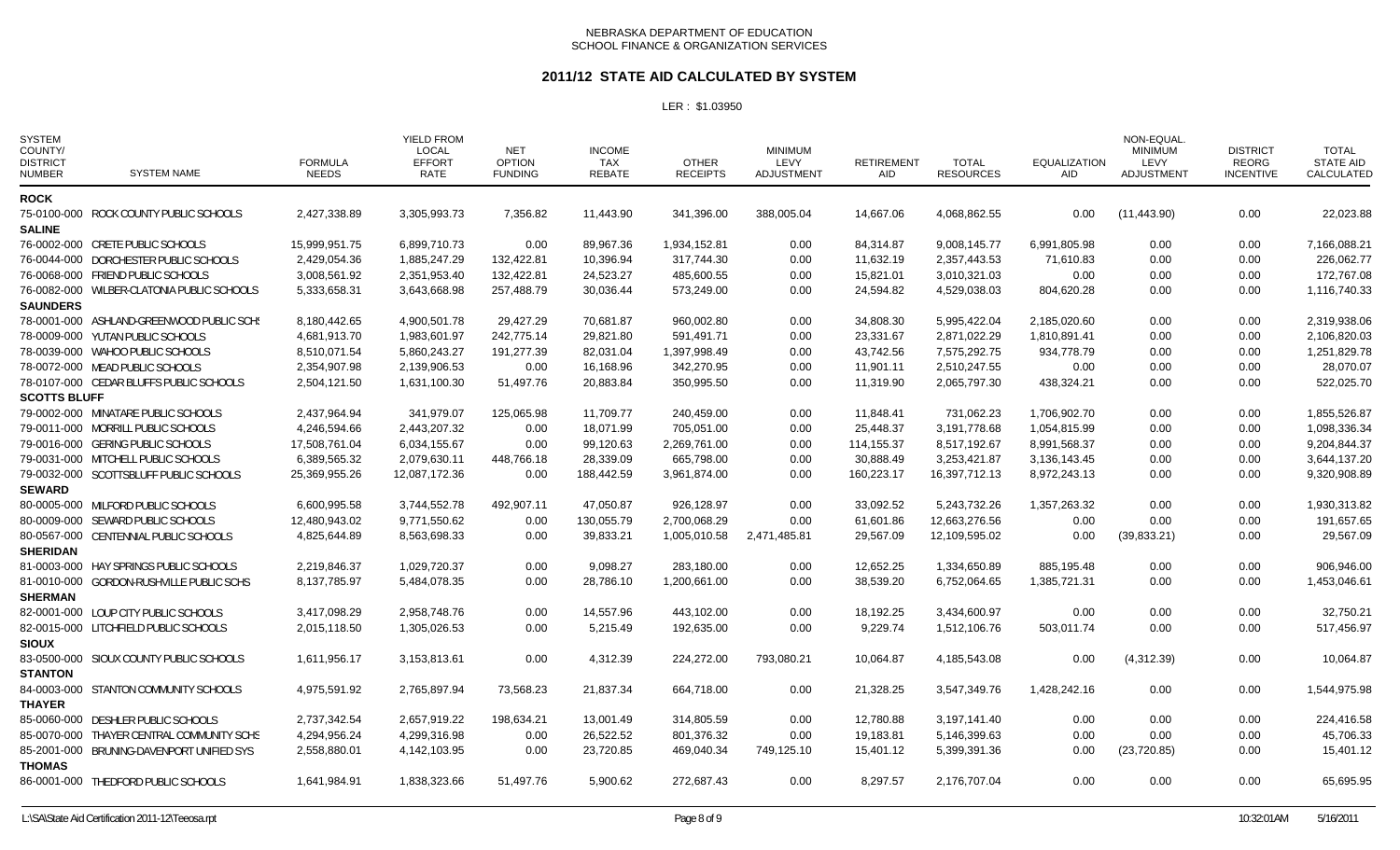NEBRASKA DEPARTMENT OF EDUCATION
SCHOOL FINANCE & ORGANIZATION SERVICES

# 2011/12 STATE AID CALCULATED BY SYSTEM

LER : $1.03950

| SYSTEM COUNTY/ DISTRICT NUMBER | SYSTEM NAME | FORMULA NEEDS | YIELD FROM LOCAL EFFORT RATE | NET OPTION FUNDING | INCOME TAX REBATE | OTHER RECEIPTS | MINIMUM LEVY ADJUSTMENT | RETIREMENT AID | TOTAL RESOURCES | EQUALIZATION AID | NON-EQUAL. MINIMUM LEVY ADJUSTMENT | DISTRICT REORG INCENTIVE | TOTAL STATE AID CALCULATED |
|---|---|---|---|---|---|---|---|---|---|---|---|---|---|
| **ROCK** | | | | | | | | | | | | | |
| 75-0100-000 | ROCK COUNTY PUBLIC SCHOOLS | 2,427,338.89 | 3,305,993.73 | 7,356.82 | 11,443.90 | 341,396.00 | 388,005.04 | 14,667.06 | 4,068,862.55 | 0.00 | (11,443.90) | 0.00 | 22,023.88 |
| **SALINE** | | | | | | | | | | | | | |
| 76-0002-000 | CRETE PUBLIC SCHOOLS | 15,999,951.75 | 6,899,710.73 | 0.00 | 89,967.36 | 1,934,152.81 | 0.00 | 84,314.87 | 9,008,145.77 | 6,991,805.98 | 0.00 | 0.00 | 7,166,088.21 |
| 76-0044-000 | DORCHESTER PUBLIC SCHOOLS | 2,429,054.36 | 1,885,247.29 | 132,422.81 | 10,396.94 | 317,744.30 | 0.00 | 11,632.19 | 2,357,443.53 | 71,610.83 | 0.00 | 0.00 | 226,062.77 |
| 76-0068-000 | FRIEND PUBLIC SCHOOLS | 3,008,561.92 | 2,351,953.40 | 132,422.81 | 24,523.27 | 485,600.55 | 0.00 | 15,821.01 | 3,010,321.03 | 0.00 | 0.00 | 0.00 | 172,767.08 |
| 76-0082-000 | WILBER-CLATONIA PUBLIC SCHOOLS | 5,333,658.31 | 3,643,668.98 | 257,488.79 | 30,036.44 | 573,249.00 | 0.00 | 24,594.82 | 4,529,038.03 | 804,620.28 | 0.00 | 0.00 | 1,116,740.33 |
| **SAUNDERS** | | | | | | | | | | | | | |
| 78-0001-000 | ASHLAND-GREENWOOD PUBLIC SCHS | 8,180,442.65 | 4,900,501.78 | 29,427.29 | 70,681.87 | 960,002.80 | 0.00 | 34,808.30 | 5,995,422.04 | 2,185,020.60 | 0.00 | 0.00 | 2,319,938.06 |
| 78-0009-000 | YUTAN PUBLIC SCHOOLS | 4,681,913.70 | 1,983,601.97 | 242,775.14 | 29,821.80 | 591,491.71 | 0.00 | 23,331.67 | 2,871,022.29 | 1,810,891.41 | 0.00 | 0.00 | 2,106,820.03 |
| 78-0039-000 | WAHOO PUBLIC SCHOOLS | 8,510,071.54 | 5,860,243.27 | 191,277.39 | 82,031.04 | 1,397,998.49 | 0.00 | 43,742.56 | 7,575,292.75 | 934,778.79 | 0.00 | 0.00 | 1,251,829.78 |
| 78-0072-000 | MEAD PUBLIC SCHOOLS | 2,354,907.98 | 2,139,906.53 | 0.00 | 16,168.96 | 342,270.95 | 0.00 | 11,901.11 | 2,510,247.55 | 0.00 | 0.00 | 0.00 | 28,070.07 |
| 78-0107-000 | CEDAR BLUFFS PUBLIC SCHOOLS | 2,504,121.50 | 1,631,100.30 | 51,497.76 | 20,883.84 | 350,995.50 | 0.00 | 11,319.90 | 2,065,797.30 | 438,324.21 | 0.00 | 0.00 | 522,025.70 |
| **SCOTTS BLUFF** | | | | | | | | | | | | | |
| 79-0002-000 | MINATARE PUBLIC SCHOOLS | 2,437,964.94 | 341,979.07 | 125,065.98 | 11,709.77 | 240,459.00 | 0.00 | 11,848.41 | 731,062.23 | 1,706,902.70 | 0.00 | 0.00 | 1,855,526.87 |
| 79-0011-000 | MORRILL PUBLIC SCHOOLS | 4,246,594.66 | 2,443,207.32 | 0.00 | 18,071.99 | 705,051.00 | 0.00 | 25,448.37 | 3,191,778.68 | 1,054,815.99 | 0.00 | 0.00 | 1,098,336.34 |
| 79-0016-000 | GERING PUBLIC SCHOOLS | 17,508,761.04 | 6,034,155.67 | 0.00 | 99,120.63 | 2,269,761.00 | 0.00 | 114,155.37 | 8,517,192.67 | 8,991,568.37 | 0.00 | 0.00 | 9,204,844.37 |
| 79-0031-000 | MITCHELL PUBLIC SCHOOLS | 6,389,565.32 | 2,079,630.11 | 448,766.18 | 28,339.09 | 665,798.00 | 0.00 | 30,888.49 | 3,253,421.87 | 3,136,143.45 | 0.00 | 0.00 | 3,644,137.20 |
| 79-0032-000 | SCOTTSBLUFF PUBLIC SCHOOLS | 25,369,955.26 | 12,087,172.36 | 0.00 | 188,442.59 | 3,961,874.00 | 0.00 | 160,223.17 | 16,397,712.13 | 8,972,243.13 | 0.00 | 0.00 | 9,320,908.89 |
| **SEWARD** | | | | | | | | | | | | | |
| 80-0005-000 | MILFORD PUBLIC SCHOOLS | 6,600,995.58 | 3,744,552.78 | 492,907.11 | 47,050.87 | 926,128.97 | 0.00 | 33,092.52 | 5,243,732.26 | 1,357,263.32 | 0.00 | 0.00 | 1,930,313.82 |
| 80-0009-000 | SEWARD PUBLIC SCHOOLS | 12,480,943.02 | 9,771,550.62 | 0.00 | 130,055.79 | 2,700,068.29 | 0.00 | 61,601.86 | 12,663,276.56 | 0.00 | 0.00 | 0.00 | 191,657.65 |
| 80-0567-000 | CENTENNIAL PUBLIC SCHOOLS | 4,825,644.89 | 8,563,698.33 | 0.00 | 39,833.21 | 1,005,010.58 | 2,471,485.81 | 29,567.09 | 12,109,595.02 | 0.00 | (39,833.21) | 0.00 | 29,567.09 |
| **SHERIDAN** | | | | | | | | | | | | | |
| 81-0003-000 | HAY SPRINGS PUBLIC SCHOOLS | 2,219,846.37 | 1,029,720.37 | 0.00 | 9,098.27 | 283,180.00 | 0.00 | 12,652.25 | 1,334,650.89 | 885,195.48 | 0.00 | 0.00 | 906,946.00 |
| 81-0010-000 | GORDON-RUSHVILLE PUBLIC SCHS | 8,137,785.97 | 5,484,078.35 | 0.00 | 28,786.10 | 1,200,661.00 | 0.00 | 38,539.20 | 6,752,064.65 | 1,385,721.31 | 0.00 | 0.00 | 1,453,046.61 |
| **SHERMAN** | | | | | | | | | | | | | |
| 82-0001-000 | LOUP CITY PUBLIC SCHOOLS | 3,417,098.29 | 2,958,748.76 | 0.00 | 14,557.96 | 443,102.00 | 0.00 | 18,192.25 | 3,434,600.97 | 0.00 | 0.00 | 0.00 | 32,750.21 |
| 82-0015-000 | LITCHFIELD PUBLIC SCHOOLS | 2,015,118.50 | 1,305,026.53 | 0.00 | 5,215.49 | 192,635.00 | 0.00 | 9,229.74 | 1,512,106.76 | 503,011.74 | 0.00 | 0.00 | 517,456.97 |
| **SIOUX** | | | | | | | | | | | | | |
| 83-0500-000 | SIOUX COUNTY PUBLIC SCHOOLS | 1,611,956.17 | 3,153,813.61 | 0.00 | 4,312.39 | 224,272.00 | 793,080.21 | 10,064.87 | 4,185,543.08 | 0.00 | (4,312.39) | 0.00 | 10,064.87 |
| **STANTON** | | | | | | | | | | | | | |
| 84-0003-000 | STANTON COMMUNITY SCHOOLS | 4,975,591.92 | 2,765,897.94 | 73,568.23 | 21,837.34 | 664,718.00 | 0.00 | 21,328.25 | 3,547,349.76 | 1,428,242.16 | 0.00 | 0.00 | 1,544,975.98 |
| **THAYER** | | | | | | | | | | | | | |
| 85-0060-000 | DESHLER PUBLIC SCHOOLS | 2,737,342.54 | 2,657,919.22 | 198,634.21 | 13,001.49 | 314,805.59 | 0.00 | 12,780.88 | 3,197,141.40 | 0.00 | 0.00 | 0.00 | 224,416.58 |
| 85-0070-000 | THAYER CENTRAL COMMUNITY SCHS | 4,294,956.24 | 4,299,316.98 | 0.00 | 26,522.52 | 801,376.32 | 0.00 | 19,183.81 | 5,146,399.63 | 0.00 | 0.00 | 0.00 | 45,706.33 |
| 85-2001-000 | BRUNING-DAVENPORT UNIFIED SYS | 2,558,880.01 | 4,142,103.95 | 0.00 | 23,720.85 | 469,040.34 | 749,125.10 | 15,401.12 | 5,399,391.36 | 0.00 | (23,720.85) | 0.00 | 15,401.12 |
| **THOMAS** | | | | | | | | | | | | | |
| 86-0001-000 | THEDFORD PUBLIC SCHOOLS | 1,641,984.91 | 1,838,323.66 | 51,497.76 | 5,900.62 | 272,687.43 | 0.00 | 8,297.57 | 2,176,707.04 | 0.00 | 0.00 | 0.00 | 65,695.95 |

L:\SA\State Aid Certification 2011-12\Teeosa.rpt　10:32:01AM　5/16/2011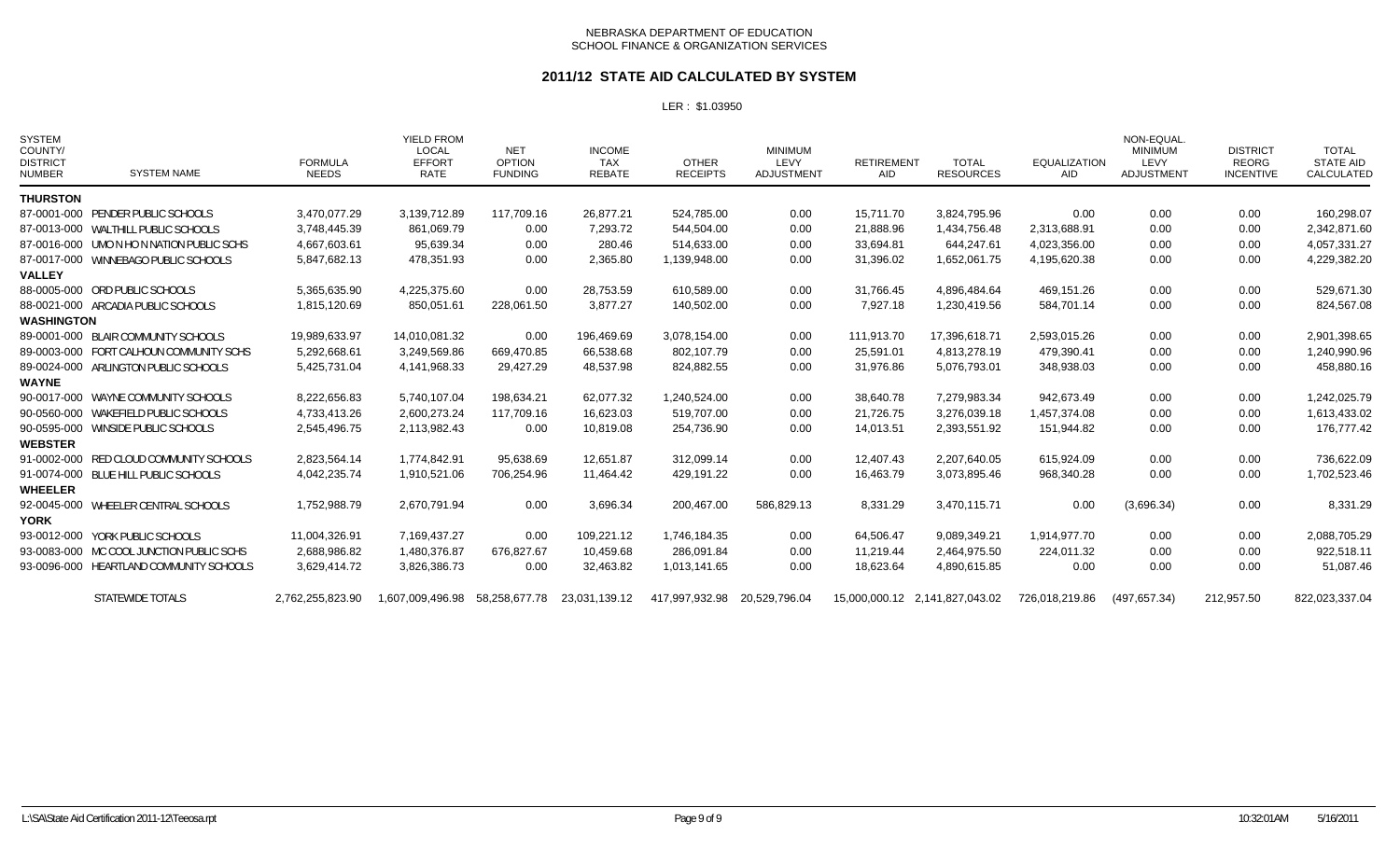NEBRASKA DEPARTMENT OF EDUCATION
SCHOOL FINANCE & ORGANIZATION SERVICES

## 2011/12 STATE AID CALCULATED BY SYSTEM

LER : $1.03950

| SYSTEM COUNTY/ DISTRICT NUMBER | SYSTEM NAME | FORMULA NEEDS | YIELD FROM LOCAL EFFORT RATE | NET OPTION FUNDING | INCOME TAX REBATE | OTHER RECEIPTS | MINIMUM LEVY ADJUSTMENT | RETIREMENT AID | TOTAL RESOURCES | EQUALIZATION AID | NON-EQUAL. MINIMUM LEVY ADJUSTMENT | DISTRICT REORG INCENTIVE | TOTAL STATE AID CALCULATED |
|---|---|---|---|---|---|---|---|---|---|---|---|---|---|
| **THURSTON** | | | | | | | | | | | | | |
| 87-0001-000 | PENDER PUBLIC SCHOOLS | 3,470,077.29 | 3,139,712.89 | 117,709.16 | 26,877.21 | 524,785.00 | 0.00 | 15,711.70 | 3,824,795.96 | 0.00 | 0.00 | 0.00 | 160,298.07 |
| 87-0013-000 | WALTHILL PUBLIC SCHOOLS | 3,748,445.39 | 861,069.79 | 0.00 | 7,293.72 | 544,504.00 | 0.00 | 21,888.96 | 1,434,756.48 | 2,313,688.91 | 0.00 | 0.00 | 2,342,871.60 |
| 87-0016-000 | UMO N HO N NATION PUBLIC SCHS | 4,667,603.61 | 95,639.34 | 0.00 | 280.46 | 514,633.00 | 0.00 | 33,694.81 | 644,247.61 | 4,023,356.00 | 0.00 | 0.00 | 4,057,331.27 |
| 87-0017-000 | WINNEBAGO PUBLIC SCHOOLS | 5,847,682.13 | 478,351.93 | 0.00 | 2,365.80 | 1,139,948.00 | 0.00 | 31,396.02 | 1,652,061.75 | 4,195,620.38 | 0.00 | 0.00 | 4,229,382.20 |
| **VALLEY** | | | | | | | | | | | | | |
| 88-0005-000 | ORD PUBLIC SCHOOLS | 5,365,635.90 | 4,225,375.60 | 0.00 | 28,753.59 | 610,589.00 | 0.00 | 31,766.45 | 4,896,484.64 | 469,151.26 | 0.00 | 0.00 | 529,671.30 |
| 88-0021-000 | ARCADIA PUBLIC SCHOOLS | 1,815,120.69 | 850,051.61 | 228,061.50 | 3,877.27 | 140,502.00 | 0.00 | 7,927.18 | 1,230,419.56 | 584,701.14 | 0.00 | 0.00 | 824,567.08 |
| **WASHINGTON** | | | | | | | | | | | | | |
| 89-0001-000 | BLAIR COMMUNITY SCHOOLS | 19,989,633.97 | 14,010,081.32 | 0.00 | 196,469.69 | 3,078,154.00 | 0.00 | 111,913.70 | 17,396,618.71 | 2,593,015.26 | 0.00 | 0.00 | 2,901,398.65 |
| 89-0003-000 | FORT CALHOUN COMMUNITY SCHS | 5,292,668.61 | 3,249,569.86 | 669,470.85 | 66,538.68 | 802,107.79 | 0.00 | 25,591.01 | 4,813,278.19 | 479,390.41 | 0.00 | 0.00 | 1,240,990.96 |
| 89-0024-000 | ARLINGTON PUBLIC SCHOOLS | 5,425,731.04 | 4,141,968.33 | 29,427.29 | 48,537.98 | 824,882.55 | 0.00 | 31,976.86 | 5,076,793.01 | 348,938.03 | 0.00 | 0.00 | 458,880.16 |
| **WAYNE** | | | | | | | | | | | | | |
| 90-0017-000 | WAYNE COMMUNITY SCHOOLS | 8,222,656.83 | 5,740,107.04 | 198,634.21 | 62,077.32 | 1,240,524.00 | 0.00 | 38,640.78 | 7,279,983.34 | 942,673.49 | 0.00 | 0.00 | 1,242,025.79 |
| 90-0560-000 | WAKEFIELD PUBLIC SCHOOLS | 4,733,413.26 | 2,600,273.24 | 117,709.16 | 16,623.03 | 519,707.00 | 0.00 | 21,726.75 | 3,276,039.18 | 1,457,374.08 | 0.00 | 0.00 | 1,613,433.02 |
| 90-0595-000 | WINSIDE PUBLIC SCHOOLS | 2,545,496.75 | 2,113,982.43 | 0.00 | 10,819.08 | 254,736.90 | 0.00 | 14,013.51 | 2,393,551.92 | 151,944.82 | 0.00 | 0.00 | 176,777.42 |
| **WEBSTER** | | | | | | | | | | | | | |
| 91-0002-000 | RED CLOUD COMMUNITY SCHOOLS | 2,823,564.14 | 1,774,842.91 | 95,638.69 | 12,651.87 | 312,099.14 | 0.00 | 12,407.43 | 2,207,640.05 | 615,924.09 | 0.00 | 0.00 | 736,622.09 |
| 91-0074-000 | BLUE HILL PUBLIC SCHOOLS | 4,042,235.74 | 1,910,521.06 | 706,254.96 | 11,464.42 | 429,191.22 | 0.00 | 16,463.79 | 3,073,895.46 | 968,340.28 | 0.00 | 0.00 | 1,702,523.46 |
| **WHEELER** | | | | | | | | | | | | | |
| 92-0045-000 | WHEELER CENTRAL SCHOOLS | 1,752,988.79 | 2,670,791.94 | 0.00 | 3,696.34 | 200,467.00 | 586,829.13 | 8,331.29 | 3,470,115.71 | 0.00 | (3,696.34) | 0.00 | 8,331.29 |
| **YORK** | | | | | | | | | | | | | |
| 93-0012-000 | YORK PUBLIC SCHOOLS | 11,004,326.91 | 7,169,437.27 | 0.00 | 109,221.12 | 1,746,184.35 | 0.00 | 64,506.47 | 9,089,349.21 | 1,914,977.70 | 0.00 | 0.00 | 2,088,705.29 |
| 93-0083-000 | MC COOL JUNCTION PUBLIC SCHS | 2,688,986.82 | 1,480,376.87 | 676,827.67 | 10,459.68 | 286,091.84 | 0.00 | 11,219.44 | 2,464,975.50 | 224,011.32 | 0.00 | 0.00 | 922,518.11 |
| 93-0096-000 | HEARTLAND COMMUNITY SCHOOLS | 3,629,414.72 | 3,826,386.73 | 0.00 | 32,463.82 | 1,013,141.65 | 0.00 | 18,623.64 | 4,890,615.85 | 0.00 | 0.00 | 0.00 | 51,087.46 |
| | STATEWIDE TOTALS | 2,762,255,823.90 | 1,607,009,496.98 | 58,258,677.78 | 23,031,139.12 | 417,997,932.98 | 20,529,796.04 | 15,000,000.12 | 2,141,827,043.02 | 726,018,219.86 | (497,657.34) | 212,957.50 | 822,023,337.04 |

L:\SA\State Aid Certification 2011-12\Teeosa.rpt 10:32:01AM 5/16/2011